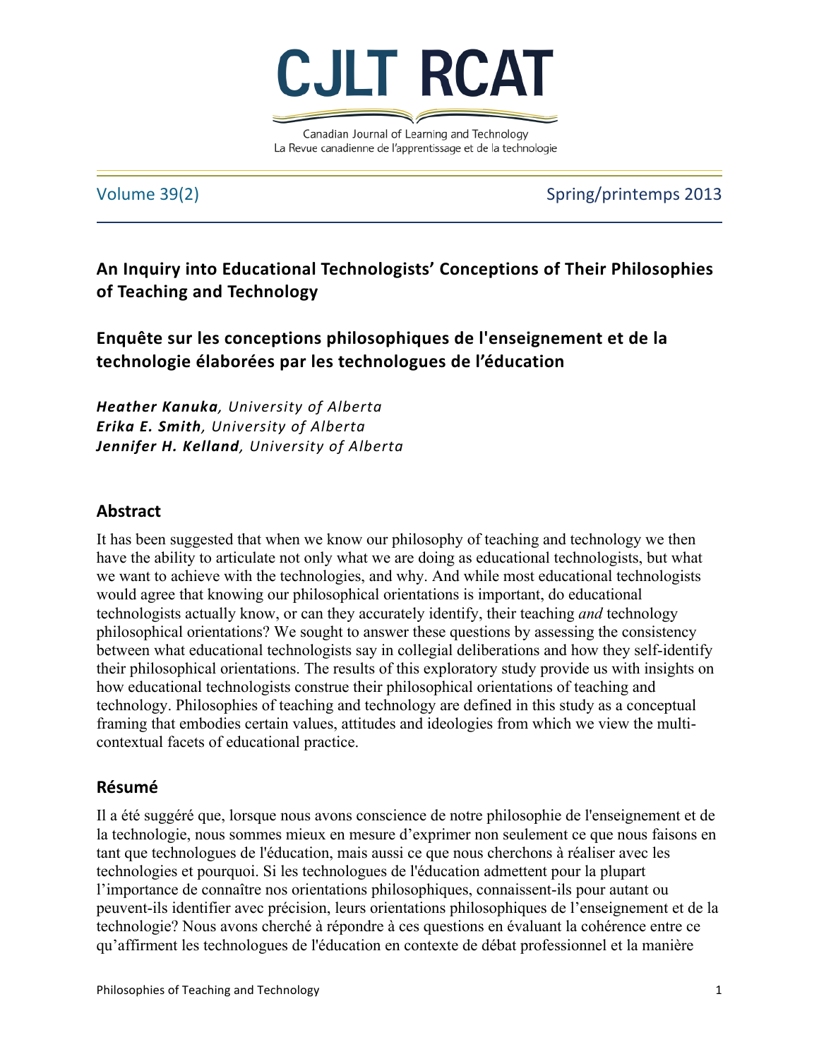# CJLT RCAT

Canadian Journal of Learning and Technology
La Revue canadienne de l'apprentissage et de la technologie

Volume 39(2) Spring/printemps 2013

## An Inquiry into Educational Technologists' Conceptions of Their Philosophies of Teaching and Technology

## Enquête sur les conceptions philosophiques de l'enseignement et de la technologie élaborées par les technologues de l'éducation

***Heather Kanuka****, University of Alberta*
***Erika E. Smith****, University of Alberta*
***Jennifer H. Kelland****, University of Alberta*

### Abstract

It has been suggested that when we know our philosophy of teaching and technology we then have the ability to articulate not only what we are doing as educational technologists, but what we want to achieve with the technologies, and why. And while most educational technologists would agree that knowing our philosophical orientations is important, do educational technologists actually know, or can they accurately identify, their teaching *and* technology philosophical orientations? We sought to answer these questions by assessing the consistency between what educational technologists say in collegial deliberations and how they self-identify their philosophical orientations. The results of this exploratory study provide us with insights on how educational technologists construe their philosophical orientations of teaching and technology. Philosophies of teaching and technology are defined in this study as a conceptual framing that embodies certain values, attitudes and ideologies from which we view the multi-contextual facets of educational practice.

### Résumé

Il a été suggéré que, lorsque nous avons conscience de notre philosophie de l'enseignement et de la technologie, nous sommes mieux en mesure d'exprimer non seulement ce que nous faisons en tant que technologues de l'éducation, mais aussi ce que nous cherchons à réaliser avec les technologies et pourquoi. Si les technologues de l'éducation admettent pour la plupart l'importance de connaître nos orientations philosophiques, connaissent-ils pour autant ou peuvent-ils identifier avec précision, leurs orientations philosophiques de l'enseignement et de la technologie? Nous avons cherché à répondre à ces questions en évaluant la cohérence entre ce qu'affirment les technologues de l'éducation en contexte de débat professionnel et la manière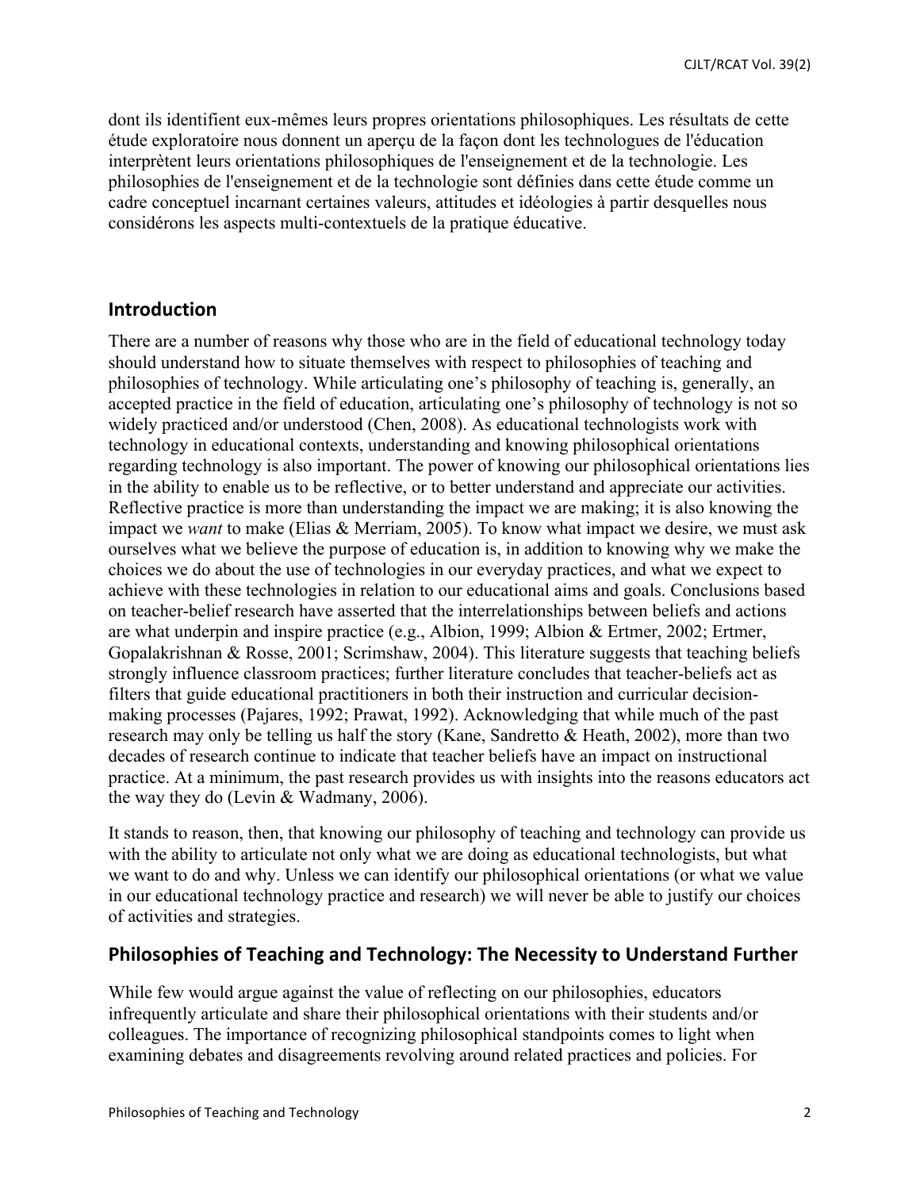dont ils identifient eux-mêmes leurs propres orientations philosophiques. Les résultats de cette étude exploratoire nous donnent un aperçu de la façon dont les technologues de l'éducation interprètent leurs orientations philosophiques de l'enseignement et de la technologie. Les philosophies de l'enseignement et de la technologie sont définies dans cette étude comme un cadre conceptuel incarnant certaines valeurs, attitudes et idéologies à partir desquelles nous considérons les aspects multi-contextuels de la pratique éducative.

## Introduction

There are a number of reasons why those who are in the field of educational technology today should understand how to situate themselves with respect to philosophies of teaching and philosophies of technology. While articulating one's philosophy of teaching is, generally, an accepted practice in the field of education, articulating one's philosophy of technology is not so widely practiced and/or understood (Chen, 2008). As educational technologists work with technology in educational contexts, understanding and knowing philosophical orientations regarding technology is also important. The power of knowing our philosophical orientations lies in the ability to enable us to be reflective, or to better understand and appreciate our activities. Reflective practice is more than understanding the impact we are making; it is also knowing the impact we *want* to make (Elias & Merriam, 2005). To know what impact we desire, we must ask ourselves what we believe the purpose of education is, in addition to knowing why we make the choices we do about the use of technologies in our everyday practices, and what we expect to achieve with these technologies in relation to our educational aims and goals. Conclusions based on teacher-belief research have asserted that the interrelationships between beliefs and actions are what underpin and inspire practice (e.g., Albion, 1999; Albion & Ertmer, 2002; Ertmer, Gopalakrishnan & Rosse, 2001; Scrimshaw, 2004). This literature suggests that teaching beliefs strongly influence classroom practices; further literature concludes that teacher-beliefs act as filters that guide educational practitioners in both their instruction and curricular decision-making processes (Pajares, 1992; Prawat, 1992). Acknowledging that while much of the past research may only be telling us half the story (Kane, Sandretto & Heath, 2002), more than two decades of research continue to indicate that teacher beliefs have an impact on instructional practice. At a minimum, the past research provides us with insights into the reasons educators act the way they do (Levin & Wadmany, 2006).

It stands to reason, then, that knowing our philosophy of teaching and technology can provide us with the ability to articulate not only what we are doing as educational technologists, but what we want to do and why. Unless we can identify our philosophical orientations (or what we value in our educational technology practice and research) we will never be able to justify our choices of activities and strategies.

## Philosophies of Teaching and Technology: The Necessity to Understand Further

While few would argue against the value of reflecting on our philosophies, educators infrequently articulate and share their philosophical orientations with their students and/or colleagues. The importance of recognizing philosophical standpoints comes to light when examining debates and disagreements revolving around related practices and policies. For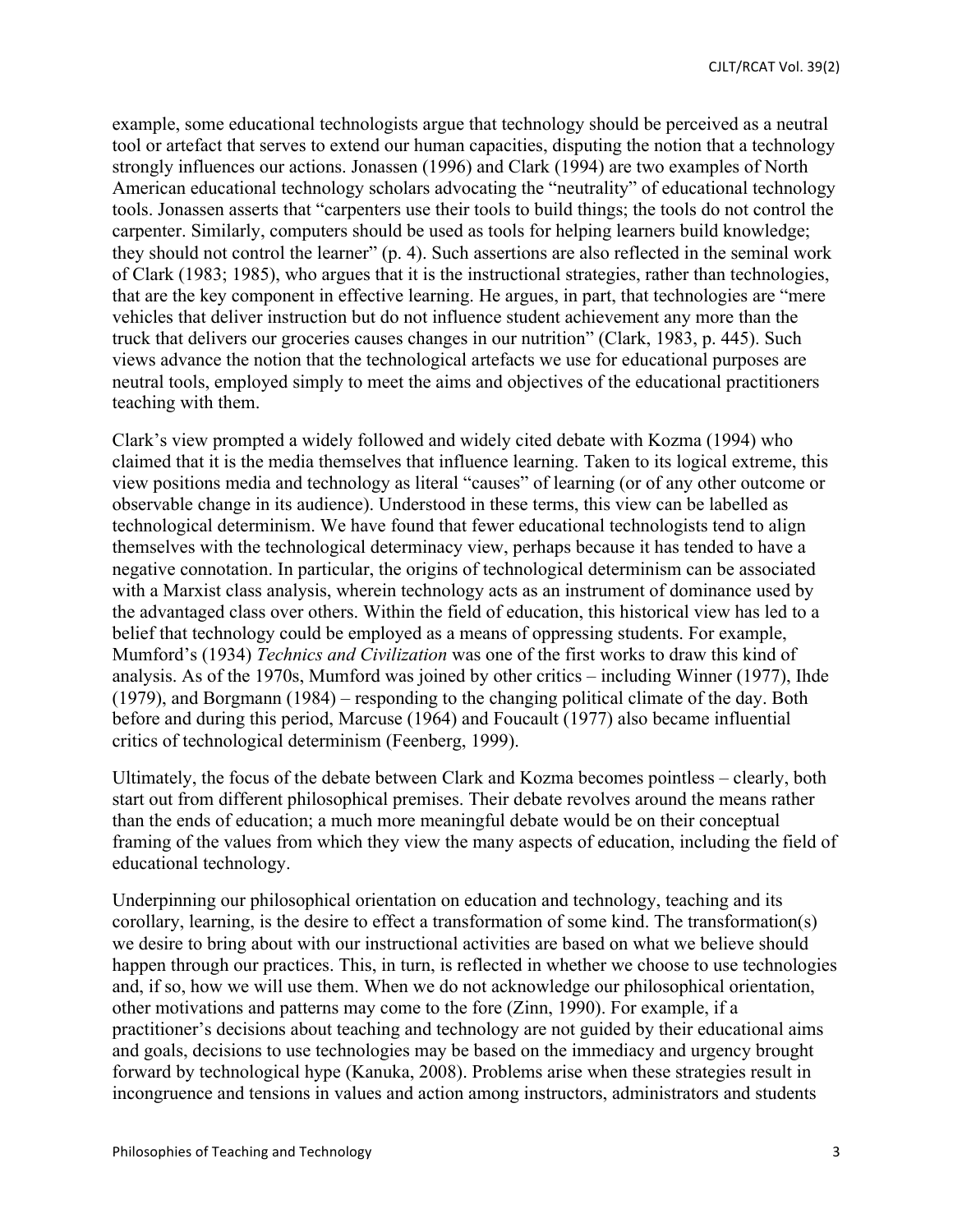example, some educational technologists argue that technology should be perceived as a neutral tool or artefact that serves to extend our human capacities, disputing the notion that a technology strongly influences our actions. Jonassen (1996) and Clark (1994) are two examples of North American educational technology scholars advocating the "neutrality" of educational technology tools. Jonassen asserts that "carpenters use their tools to build things; the tools do not control the carpenter. Similarly, computers should be used as tools for helping learners build knowledge; they should not control the learner" (p. 4). Such assertions are also reflected in the seminal work of Clark (1983; 1985), who argues that it is the instructional strategies, rather than technologies, that are the key component in effective learning. He argues, in part, that technologies are "mere vehicles that deliver instruction but do not influence student achievement any more than the truck that delivers our groceries causes changes in our nutrition" (Clark, 1983, p. 445). Such views advance the notion that the technological artefacts we use for educational purposes are neutral tools, employed simply to meet the aims and objectives of the educational practitioners teaching with them.

Clark's view prompted a widely followed and widely cited debate with Kozma (1994) who claimed that it is the media themselves that influence learning. Taken to its logical extreme, this view positions media and technology as literal "causes" of learning (or of any other outcome or observable change in its audience). Understood in these terms, this view can be labelled as technological determinism. We have found that fewer educational technologists tend to align themselves with the technological determinacy view, perhaps because it has tended to have a negative connotation. In particular, the origins of technological determinism can be associated with a Marxist class analysis, wherein technology acts as an instrument of dominance used by the advantaged class over others. Within the field of education, this historical view has led to a belief that technology could be employed as a means of oppressing students. For example, Mumford's (1934) *Technics and Civilization* was one of the first works to draw this kind of analysis. As of the 1970s, Mumford was joined by other critics – including Winner (1977), Ihde (1979), and Borgmann (1984) – responding to the changing political climate of the day. Both before and during this period, Marcuse (1964) and Foucault (1977) also became influential critics of technological determinism (Feenberg, 1999).

Ultimately, the focus of the debate between Clark and Kozma becomes pointless – clearly, both start out from different philosophical premises. Their debate revolves around the means rather than the ends of education; a much more meaningful debate would be on their conceptual framing of the values from which they view the many aspects of education, including the field of educational technology.

Underpinning our philosophical orientation on education and technology, teaching and its corollary, learning, is the desire to effect a transformation of some kind. The transformation(s) we desire to bring about with our instructional activities are based on what we believe should happen through our practices. This, in turn, is reflected in whether we choose to use technologies and, if so, how we will use them. When we do not acknowledge our philosophical orientation, other motivations and patterns may come to the fore (Zinn, 1990). For example, if a practitioner's decisions about teaching and technology are not guided by their educational aims and goals, decisions to use technologies may be based on the immediacy and urgency brought forward by technological hype (Kanuka, 2008). Problems arise when these strategies result in incongruence and tensions in values and action among instructors, administrators and students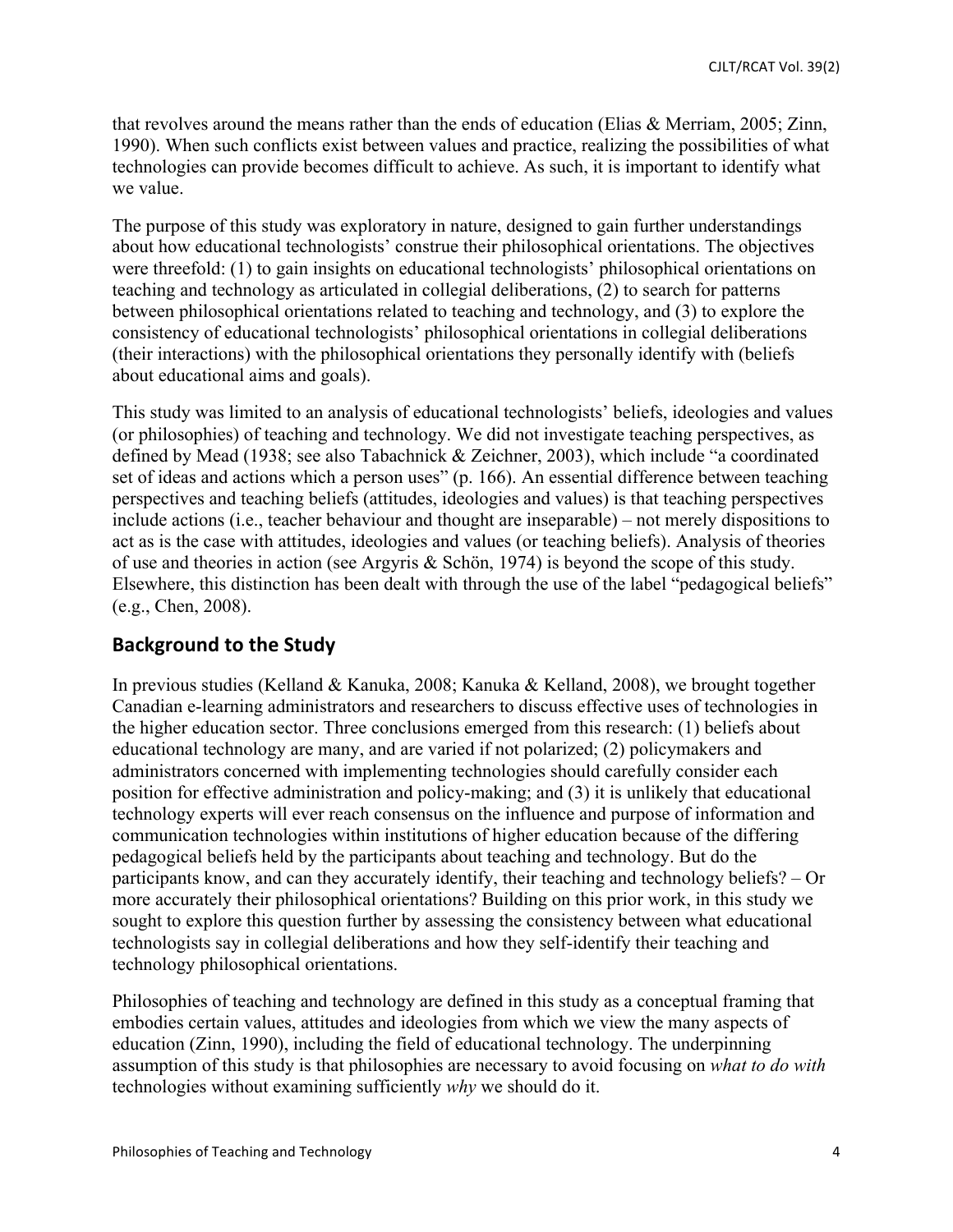that revolves around the means rather than the ends of education (Elias & Merriam, 2005; Zinn, 1990). When such conflicts exist between values and practice, realizing the possibilities of what technologies can provide becomes difficult to achieve. As such, it is important to identify what we value.

The purpose of this study was exploratory in nature, designed to gain further understandings about how educational technologists' construe their philosophical orientations. The objectives were threefold: (1) to gain insights on educational technologists' philosophical orientations on teaching and technology as articulated in collegial deliberations, (2) to search for patterns between philosophical orientations related to teaching and technology, and (3) to explore the consistency of educational technologists' philosophical orientations in collegial deliberations (their interactions) with the philosophical orientations they personally identify with (beliefs about educational aims and goals).

This study was limited to an analysis of educational technologists' beliefs, ideologies and values (or philosophies) of teaching and technology. We did not investigate teaching perspectives, as defined by Mead (1938; see also Tabachnick & Zeichner, 2003), which include "a coordinated set of ideas and actions which a person uses" (p. 166). An essential difference between teaching perspectives and teaching beliefs (attitudes, ideologies and values) is that teaching perspectives include actions (i.e., teacher behaviour and thought are inseparable) – not merely dispositions to act as is the case with attitudes, ideologies and values (or teaching beliefs). Analysis of theories of use and theories in action (see Argyris & Schön, 1974) is beyond the scope of this study. Elsewhere, this distinction has been dealt with through the use of the label "pedagogical beliefs" (e.g., Chen, 2008).

## Background to the Study

In previous studies (Kelland & Kanuka, 2008; Kanuka & Kelland, 2008), we brought together Canadian e-learning administrators and researchers to discuss effective uses of technologies in the higher education sector. Three conclusions emerged from this research: (1) beliefs about educational technology are many, and are varied if not polarized; (2) policymakers and administrators concerned with implementing technologies should carefully consider each position for effective administration and policy-making; and (3) it is unlikely that educational technology experts will ever reach consensus on the influence and purpose of information and communication technologies within institutions of higher education because of the differing pedagogical beliefs held by the participants about teaching and technology. But do the participants know, and can they accurately identify, their teaching and technology beliefs? – Or more accurately their philosophical orientations? Building on this prior work, in this study we sought to explore this question further by assessing the consistency between what educational technologists say in collegial deliberations and how they self-identify their teaching and technology philosophical orientations.

Philosophies of teaching and technology are defined in this study as a conceptual framing that embodies certain values, attitudes and ideologies from which we view the many aspects of education (Zinn, 1990), including the field of educational technology. The underpinning assumption of this study is that philosophies are necessary to avoid focusing on *what to do with* technologies without examining sufficiently *why* we should do it.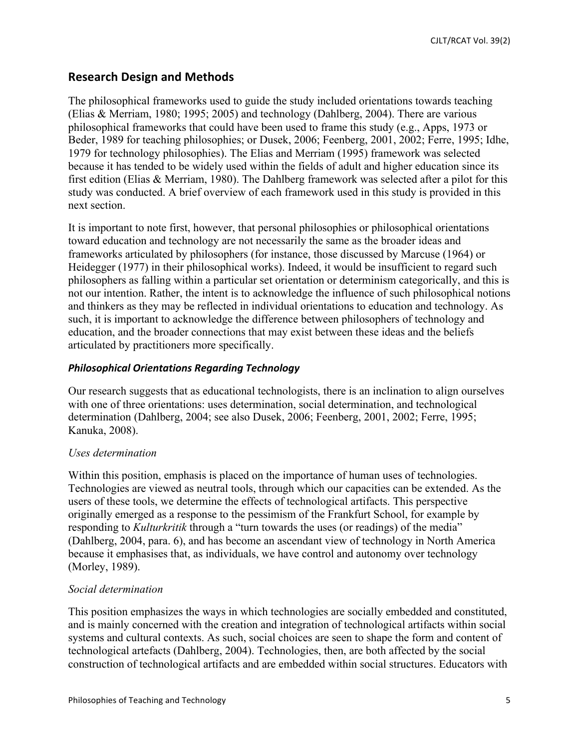## Research Design and Methods

The philosophical frameworks used to guide the study included orientations towards teaching (Elias & Merriam, 1980; 1995; 2005) and technology (Dahlberg, 2004). There are various philosophical frameworks that could have been used to frame this study (e.g., Apps, 1973 or Beder, 1989 for teaching philosophies; or Dusek, 2006; Feenberg, 2001, 2002; Ferre, 1995; Idhe, 1979 for technology philosophies). The Elias and Merriam (1995) framework was selected because it has tended to be widely used within the fields of adult and higher education since its first edition (Elias & Merriam, 1980). The Dahlberg framework was selected after a pilot for this study was conducted. A brief overview of each framework used in this study is provided in this next section.

It is important to note first, however, that personal philosophies or philosophical orientations toward education and technology are not necessarily the same as the broader ideas and frameworks articulated by philosophers (for instance, those discussed by Marcuse (1964) or Heidegger (1977) in their philosophical works). Indeed, it would be insufficient to regard such philosophers as falling within a particular set orientation or determinism categorically, and this is not our intention. Rather, the intent is to acknowledge the influence of such philosophical notions and thinkers as they may be reflected in individual orientations to education and technology. As such, it is important to acknowledge the difference between philosophers of technology and education, and the broader connections that may exist between these ideas and the beliefs articulated by practitioners more specifically.

### *Philosophical Orientations Regarding Technology*

Our research suggests that as educational technologists, there is an inclination to align ourselves with one of three orientations: uses determination, social determination, and technological determination (Dahlberg, 2004; see also Dusek, 2006; Feenberg, 2001, 2002; Ferre, 1995; Kanuka, 2008).

#### *Uses determination*

Within this position, emphasis is placed on the importance of human uses of technologies. Technologies are viewed as neutral tools, through which our capacities can be extended. As the users of these tools, we determine the effects of technological artifacts. This perspective originally emerged as a response to the pessimism of the Frankfurt School, for example by responding to *Kulturkritik* through a "turn towards the uses (or readings) of the media" (Dahlberg, 2004, para. 6), and has become an ascendant view of technology in North America because it emphasises that, as individuals, we have control and autonomy over technology (Morley, 1989).

#### *Social determination*

This position emphasizes the ways in which technologies are socially embedded and constituted, and is mainly concerned with the creation and integration of technological artifacts within social systems and cultural contexts. As such, social choices are seen to shape the form and content of technological artefacts (Dahlberg, 2004). Technologies, then, are both affected by the social construction of technological artifacts and are embedded within social structures. Educators with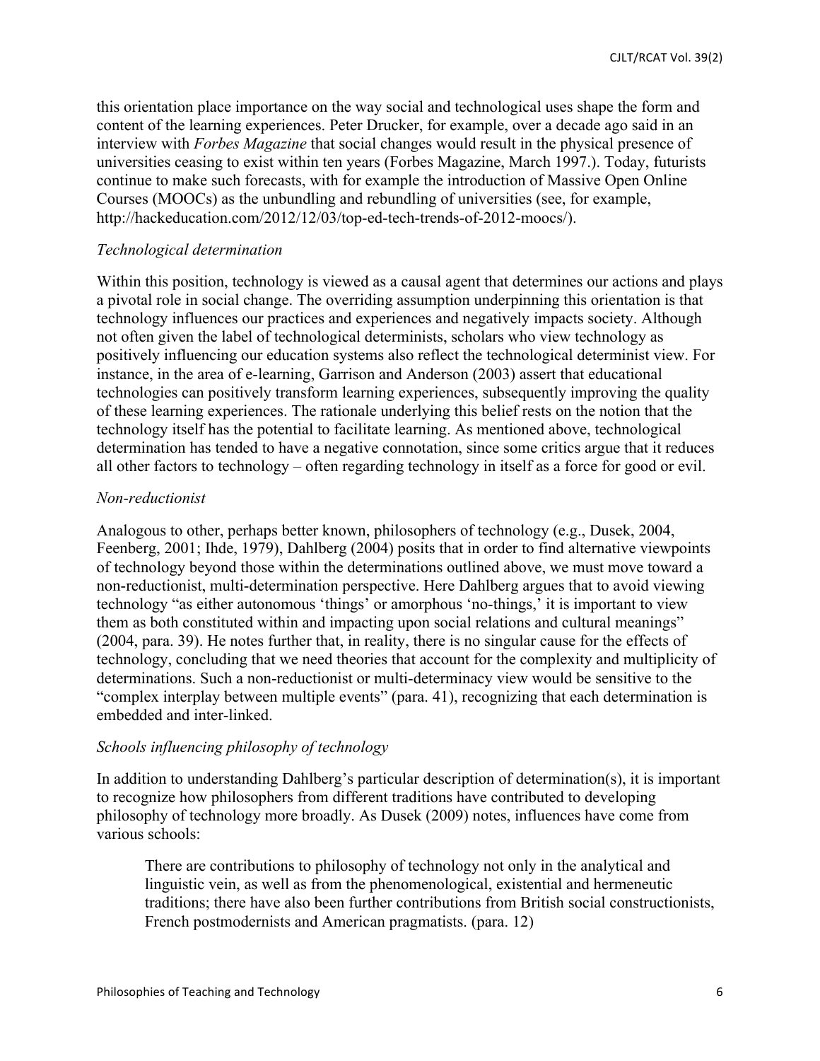this orientation place importance on the way social and technological uses shape the form and content of the learning experiences. Peter Drucker, for example, over a decade ago said in an interview with *Forbes Magazine* that social changes would result in the physical presence of universities ceasing to exist within ten years (Forbes Magazine, March 1997.). Today, futurists continue to make such forecasts, with for example the introduction of Massive Open Online Courses (MOOCs) as the unbundling and rebundling of universities (see, for example, http://hackeducation.com/2012/12/03/top-ed-tech-trends-of-2012-moocs/).

*Technological determination*

Within this position, technology is viewed as a causal agent that determines our actions and plays a pivotal role in social change. The overriding assumption underpinning this orientation is that technology influences our practices and experiences and negatively impacts society. Although not often given the label of technological determinists, scholars who view technology as positively influencing our education systems also reflect the technological determinist view. For instance, in the area of e-learning, Garrison and Anderson (2003) assert that educational technologies can positively transform learning experiences, subsequently improving the quality of these learning experiences. The rationale underlying this belief rests on the notion that the technology itself has the potential to facilitate learning. As mentioned above, technological determination has tended to have a negative connotation, since some critics argue that it reduces all other factors to technology – often regarding technology in itself as a force for good or evil.

*Non-reductionist*

Analogous to other, perhaps better known, philosophers of technology (e.g., Dusek, 2004, Feenberg, 2001; Ihde, 1979), Dahlberg (2004) posits that in order to find alternative viewpoints of technology beyond those within the determinations outlined above, we must move toward a non-reductionist, multi-determination perspective. Here Dahlberg argues that to avoid viewing technology "as either autonomous 'things' or amorphous 'no-things,' it is important to view them as both constituted within and impacting upon social relations and cultural meanings" (2004, para. 39). He notes further that, in reality, there is no singular cause for the effects of technology, concluding that we need theories that account for the complexity and multiplicity of determinations. Such a non-reductionist or multi-determinacy view would be sensitive to the "complex interplay between multiple events" (para. 41), recognizing that each determination is embedded and inter-linked.

*Schools influencing philosophy of technology*

In addition to understanding Dahlberg's particular description of determination(s), it is important to recognize how philosophers from different traditions have contributed to developing philosophy of technology more broadly. As Dusek (2009) notes, influences have come from various schools:

> There are contributions to philosophy of technology not only in the analytical and linguistic vein, as well as from the phenomenological, existential and hermeneutic traditions; there have also been further contributions from British social constructionists, French postmodernists and American pragmatists. (para. 12)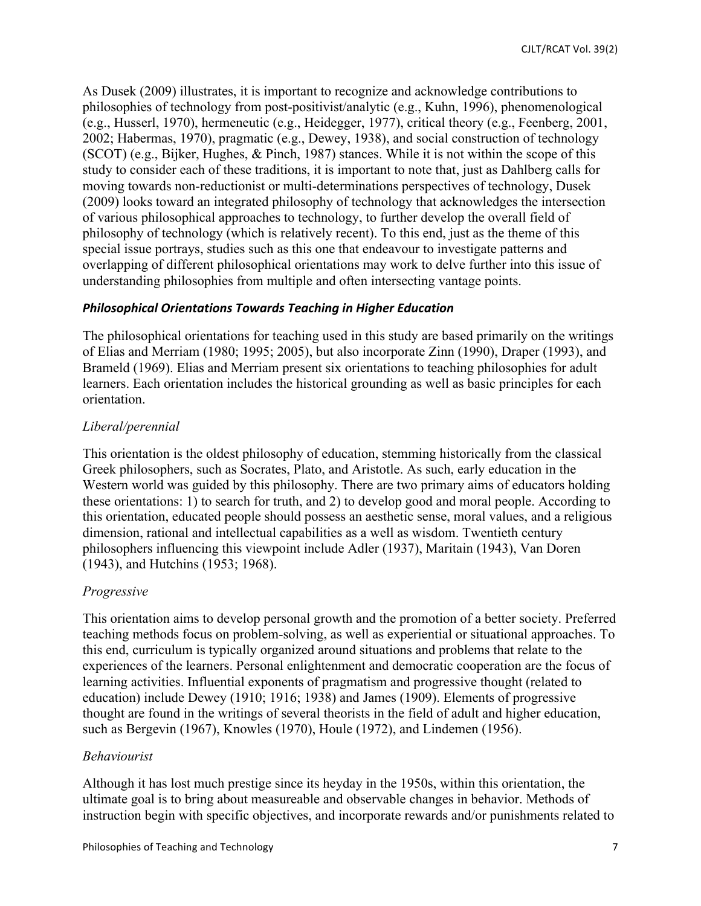As Dusek (2009) illustrates, it is important to recognize and acknowledge contributions to philosophies of technology from post-positivist/analytic (e.g., Kuhn, 1996), phenomenological (e.g., Husserl, 1970), hermeneutic (e.g., Heidegger, 1977), critical theory (e.g., Feenberg, 2001, 2002; Habermas, 1970), pragmatic (e.g., Dewey, 1938), and social construction of technology (SCOT) (e.g., Bijker, Hughes, & Pinch, 1987) stances. While it is not within the scope of this study to consider each of these traditions, it is important to note that, just as Dahlberg calls for moving towards non-reductionist or multi-determinations perspectives of technology, Dusek (2009) looks toward an integrated philosophy of technology that acknowledges the intersection of various philosophical approaches to technology, to further develop the overall field of philosophy of technology (which is relatively recent). To this end, just as the theme of this special issue portrays, studies such as this one that endeavour to investigate patterns and overlapping of different philosophical orientations may work to delve further into this issue of understanding philosophies from multiple and often intersecting vantage points.

### *Philosophical Orientations Towards Teaching in Higher Education*

The philosophical orientations for teaching used in this study are based primarily on the writings of Elias and Merriam (1980; 1995; 2005), but also incorporate Zinn (1990), Draper (1993), and Brameld (1969). Elias and Merriam present six orientations to teaching philosophies for adult learners. Each orientation includes the historical grounding as well as basic principles for each orientation.

#### *Liberal/perennial*

This orientation is the oldest philosophy of education, stemming historically from the classical Greek philosophers, such as Socrates, Plato, and Aristotle. As such, early education in the Western world was guided by this philosophy. There are two primary aims of educators holding these orientations: 1) to search for truth, and 2) to develop good and moral people. According to this orientation, educated people should possess an aesthetic sense, moral values, and a religious dimension, rational and intellectual capabilities as a well as wisdom. Twentieth century philosophers influencing this viewpoint include Adler (1937), Maritain (1943), Van Doren (1943), and Hutchins (1953; 1968).

#### *Progressive*

This orientation aims to develop personal growth and the promotion of a better society. Preferred teaching methods focus on problem-solving, as well as experiential or situational approaches. To this end, curriculum is typically organized around situations and problems that relate to the experiences of the learners. Personal enlightenment and democratic cooperation are the focus of learning activities. Influential exponents of pragmatism and progressive thought (related to education) include Dewey (1910; 1916; 1938) and James (1909). Elements of progressive thought are found in the writings of several theorists in the field of adult and higher education, such as Bergevin (1967), Knowles (1970), Houle (1972), and Lindemen (1956).

#### *Behaviourist*

Although it has lost much prestige since its heyday in the 1950s, within this orientation, the ultimate goal is to bring about measureable and observable changes in behavior. Methods of instruction begin with specific objectives, and incorporate rewards and/or punishments related to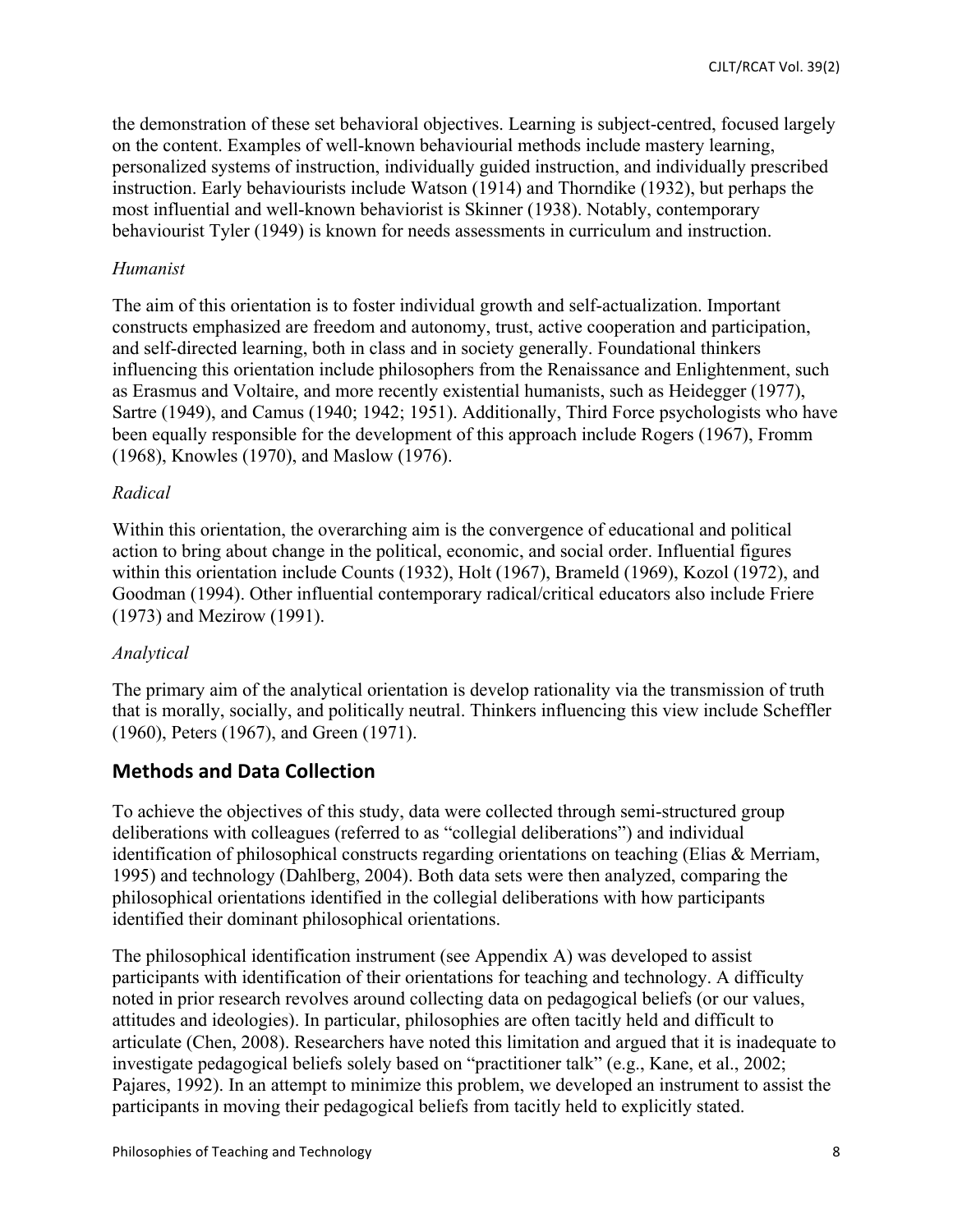the demonstration of these set behavioral objectives. Learning is subject-centred, focused largely on the content. Examples of well-known behaviourial methods include mastery learning, personalized systems of instruction, individually guided instruction, and individually prescribed instruction. Early behaviourists include Watson (1914) and Thorndike (1932), but perhaps the most influential and well-known behaviorist is Skinner (1938). Notably, contemporary behaviourist Tyler (1949) is known for needs assessments in curriculum and instruction.

*Humanist*

The aim of this orientation is to foster individual growth and self-actualization. Important constructs emphasized are freedom and autonomy, trust, active cooperation and participation, and self-directed learning, both in class and in society generally. Foundational thinkers influencing this orientation include philosophers from the Renaissance and Enlightenment, such as Erasmus and Voltaire, and more recently existential humanists, such as Heidegger (1977), Sartre (1949), and Camus (1940; 1942; 1951). Additionally, Third Force psychologists who have been equally responsible for the development of this approach include Rogers (1967), Fromm (1968), Knowles (1970), and Maslow (1976).

*Radical*

Within this orientation, the overarching aim is the convergence of educational and political action to bring about change in the political, economic, and social order. Influential figures within this orientation include Counts (1932), Holt (1967), Brameld (1969), Kozol (1972), and Goodman (1994). Other influential contemporary radical/critical educators also include Friere (1973) and Mezirow (1991).

*Analytical*

The primary aim of the analytical orientation is develop rationality via the transmission of truth that is morally, socially, and politically neutral. Thinkers influencing this view include Scheffler (1960), Peters (1967), and Green (1971).

## Methods and Data Collection

To achieve the objectives of this study, data were collected through semi-structured group deliberations with colleagues (referred to as "collegial deliberations") and individual identification of philosophical constructs regarding orientations on teaching (Elias & Merriam, 1995) and technology (Dahlberg, 2004). Both data sets were then analyzed, comparing the philosophical orientations identified in the collegial deliberations with how participants identified their dominant philosophical orientations.

The philosophical identification instrument (see Appendix A) was developed to assist participants with identification of their orientations for teaching and technology. A difficulty noted in prior research revolves around collecting data on pedagogical beliefs (or our values, attitudes and ideologies). In particular, philosophies are often tacitly held and difficult to articulate (Chen, 2008). Researchers have noted this limitation and argued that it is inadequate to investigate pedagogical beliefs solely based on "practitioner talk" (e.g., Kane, et al., 2002; Pajares, 1992). In an attempt to minimize this problem, we developed an instrument to assist the participants in moving their pedagogical beliefs from tacitly held to explicitly stated.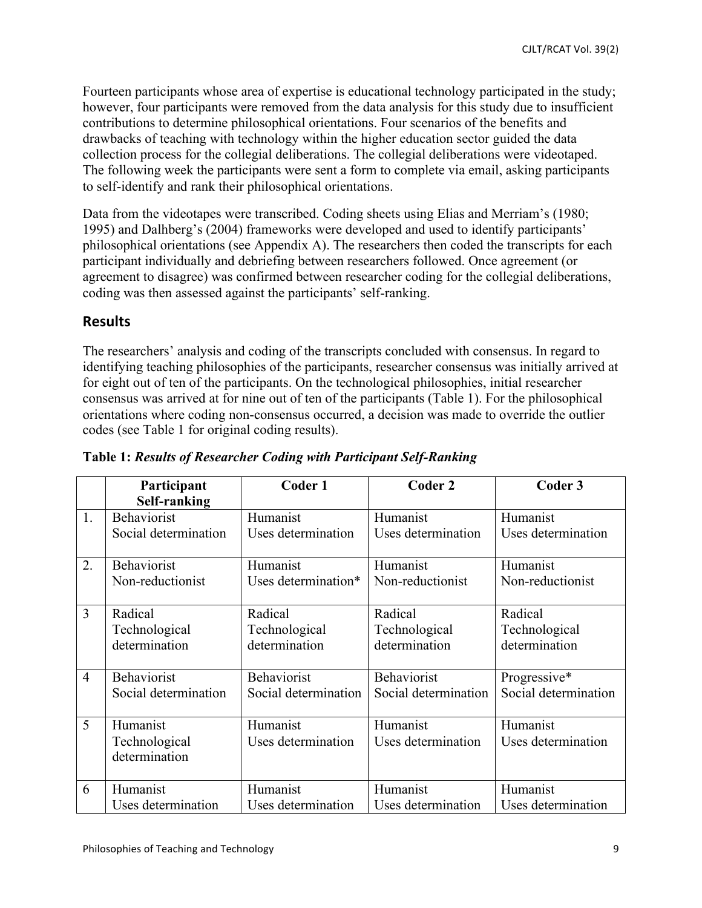Fourteen participants whose area of expertise is educational technology participated in the study; however, four participants were removed from the data analysis for this study due to insufficient contributions to determine philosophical orientations. Four scenarios of the benefits and drawbacks of teaching with technology within the higher education sector guided the data collection process for the collegial deliberations. The collegial deliberations were videotaped. The following week the participants were sent a form to complete via email, asking participants to self-identify and rank their philosophical orientations.

Data from the videotapes were transcribed. Coding sheets using Elias and Merriam's (1980; 1995) and Dalhberg's (2004) frameworks were developed and used to identify participants' philosophical orientations (see Appendix A). The researchers then coded the transcripts for each participant individually and debriefing between researchers followed. Once agreement (or agreement to disagree) was confirmed between researcher coding for the collegial deliberations, coding was then assessed against the participants' self-ranking.

## Results

The researchers' analysis and coding of the transcripts concluded with consensus. In regard to identifying teaching philosophies of the participants, researcher consensus was initially arrived at for eight out of ten of the participants. On the technological philosophies, initial researcher consensus was arrived at for nine out of ten of the participants (Table 1). For the philosophical orientations where coding non-consensus occurred, a decision was made to override the outlier codes (see Table 1 for original coding results).

**Table 1:** ***Results of Researcher Coding with Participant Self-Ranking***

| | Participant Self-ranking | Coder 1 | Coder 2 | Coder 3 |
|---|---|---|---|---|
| 1. | Behaviorist Social determination | Humanist Uses determination | Humanist Uses determination | Humanist Uses determination |
| 2. | Behaviorist Non-reductionist | Humanist Uses determination* | Humanist Non-reductionist | Humanist Non-reductionist |
| 3 | Radical Technological determination | Radical Technological determination | Radical Technological determination | Radical Technological determination |
| 4 | Behaviorist Social determination | Behaviorist Social determination | Behaviorist Social determination | Progressive* Social determination |
| 5 | Humanist Technological determination | Humanist Uses determination | Humanist Uses determination | Humanist Uses determination |
| 6 | Humanist Uses determination | Humanist Uses determination | Humanist Uses determination | Humanist Uses determination |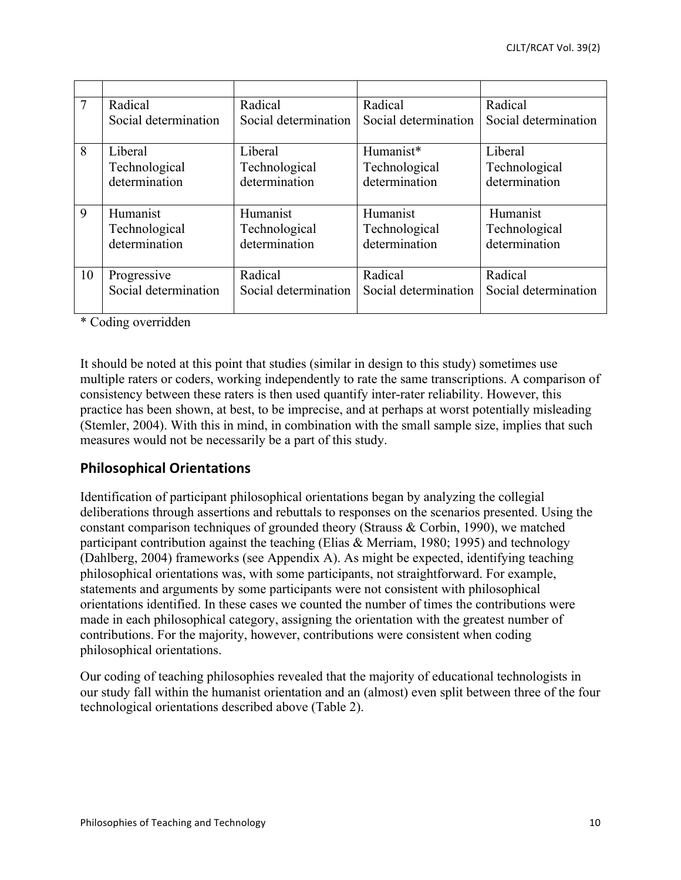| | | | | |
|---|---|---|---|---|
| 7 | Radical<br>Social determination | Radical<br>Social determination | Radical<br>Social determination | Radical<br>Social determination |
| 8 | Liberal<br>Technological determination | Liberal<br>Technological determination | Humanist*<br>Technological determination | Liberal<br>Technological determination |
| 9 | Humanist<br>Technological determination | Humanist<br>Technological determination | Humanist<br>Technological determination | Humanist<br>Technological determination |
| 10 | Progressive<br>Social determination | Radical<br>Social determination | Radical<br>Social determination | Radical<br>Social determination |

* Coding overridden

It should be noted at this point that studies (similar in design to this study) sometimes use multiple raters or coders, working independently to rate the same transcriptions. A comparison of consistency between these raters is then used quantify inter-rater reliability. However, this practice has been shown, at best, to be imprecise, and at perhaps at worst potentially misleading (Stemler, 2004). With this in mind, in combination with the small sample size, implies that such measures would not be necessarily be a part of this study.

## Philosophical Orientations

Identification of participant philosophical orientations began by analyzing the collegial deliberations through assertions and rebuttals to responses on the scenarios presented. Using the constant comparison techniques of grounded theory (Strauss & Corbin, 1990), we matched participant contribution against the teaching (Elias & Merriam, 1980; 1995) and technology (Dahlberg, 2004) frameworks (see Appendix A). As might be expected, identifying teaching philosophical orientations was, with some participants, not straightforward. For example, statements and arguments by some participants were not consistent with philosophical orientations identified. In these cases we counted the number of times the contributions were made in each philosophical category, assigning the orientation with the greatest number of contributions. For the majority, however, contributions were consistent when coding philosophical orientations.

Our coding of teaching philosophies revealed that the majority of educational technologists in our study fall within the humanist orientation and an (almost) even split between three of the four technological orientations described above (Table 2).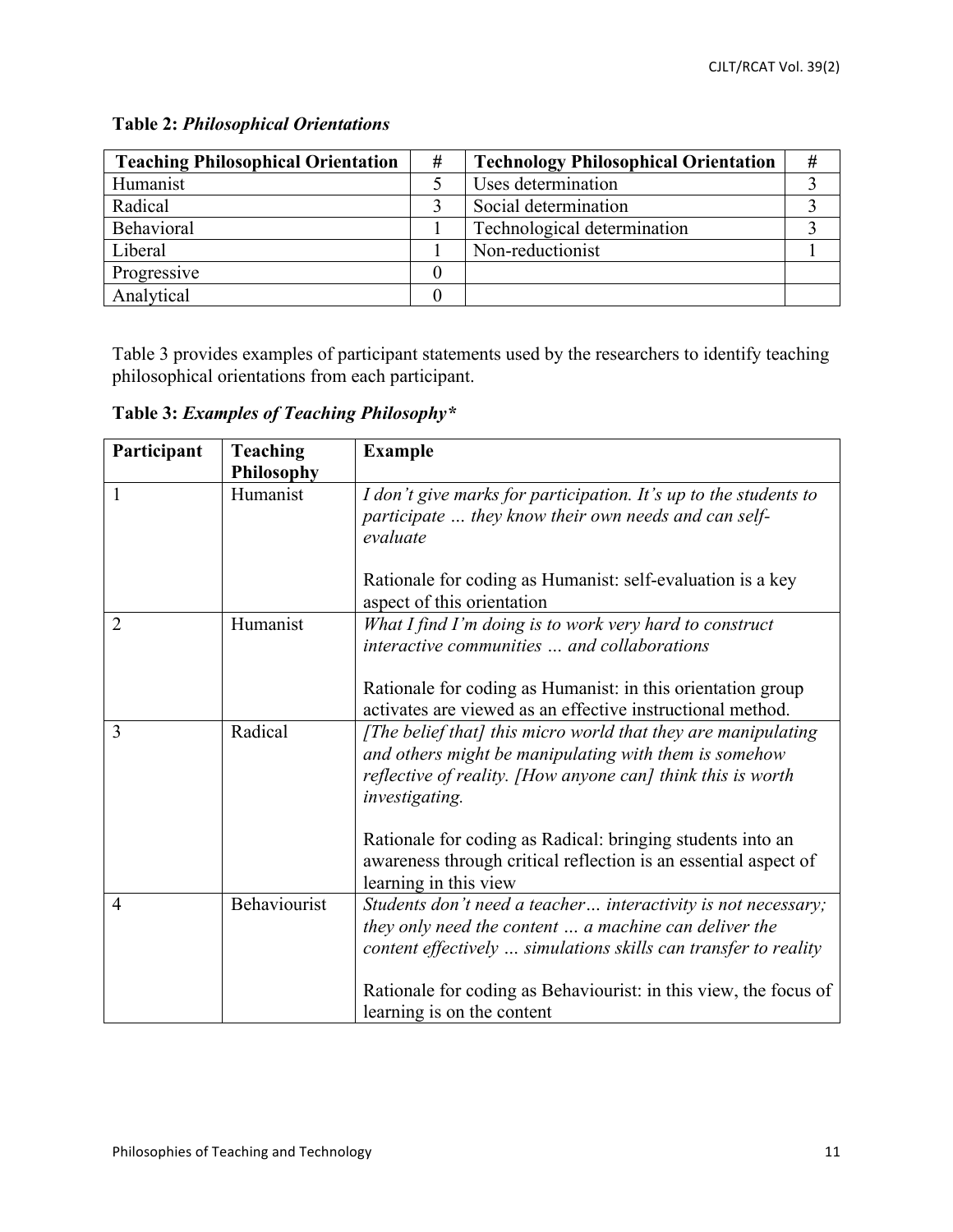**Table 2:** ***Philosophical Orientations***

| Teaching Philosophical Orientation | # | Technology Philosophical Orientation | # |
|---|---|---|---|
| Humanist | 5 | Uses determination | 3 |
| Radical | 3 | Social determination | 3 |
| Behavioral | 1 | Technological determination | 3 |
| Liberal | 1 | Non-reductionist | 1 |
| Progressive | 0 | | |
| Analytical | 0 | | |

Table 3 provides examples of participant statements used by the researchers to identify teaching philosophical orientations from each participant.

**Table 3:** ***Examples of Teaching Philosophy****

| Participant | Teaching Philosophy | Example |
|---|---|---|
| 1 | Humanist | *I don't give marks for participation. It's up to the students to participate … they know their own needs and can self-evaluate*<br><br>Rationale for coding as Humanist: self-evaluation is a key aspect of this orientation |
| 2 | Humanist | *What I find I'm doing is to work very hard to construct interactive communities … and collaborations*<br><br>Rationale for coding as Humanist: in this orientation group activates are viewed as an effective instructional method. |
| 3 | Radical | *[The belief that] this micro world that they are manipulating and others might be manipulating with them is somehow reflective of reality. [How anyone can] think this is worth investigating.*<br><br>Rationale for coding as Radical: bringing students into an awareness through critical reflection is an essential aspect of learning in this view |
| 4 | Behaviourist | *Students don't need a teacher… interactivity is not necessary; they only need the content … a machine can deliver the content effectively … simulations skills can transfer to reality*<br><br>Rationale for coding as Behaviourist: in this view, the focus of learning is on the content |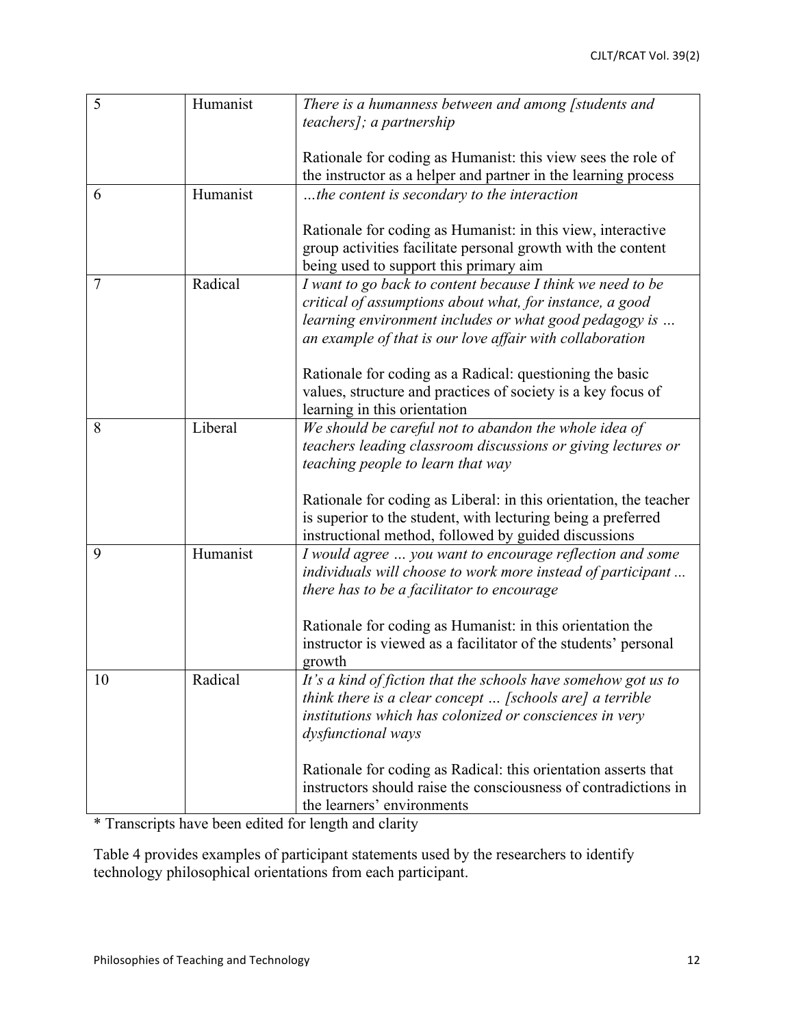| 5 | Humanist | *There is a humanness between and among [students and teachers]; a partnership*<br><br>Rationale for coding as Humanist: this view sees the role of the instructor as a helper and partner in the learning process |
|---|---|---|
| 6 | Humanist | *…the content is secondary to the interaction*<br><br>Rationale for coding as Humanist: in this view, interactive group activities facilitate personal growth with the content being used to support this primary aim |
| 7 | Radical | *I want to go back to content because I think we need to be critical of assumptions about what, for instance, a good learning environment includes or what good pedagogy is … an example of that is our love affair with collaboration*<br><br>Rationale for coding as a Radical: questioning the basic values, structure and practices of society is a key focus of learning in this orientation |
| 8 | Liberal | *We should be careful not to abandon the whole idea of teachers leading classroom discussions or giving lectures or teaching people to learn that way*<br><br>Rationale for coding as Liberal: in this orientation, the teacher is superior to the student, with lecturing being a preferred instructional method, followed by guided discussions |
| 9 | Humanist | *I would agree … you want to encourage reflection and some individuals will choose to work more instead of participant ... there has to be a facilitator to encourage*<br><br>Rationale for coding as Humanist: in this orientation the instructor is viewed as a facilitator of the students' personal growth |
| 10 | Radical | *It's a kind of fiction that the schools have somehow got us to think there is a clear concept … [schools are] a terrible institutions which has colonized or consciences in very dysfunctional ways*<br><br>Rationale for coding as Radical: this orientation asserts that instructors should raise the consciousness of contradictions in the learners' environments |

\* Transcripts have been edited for length and clarity

Table 4 provides examples of participant statements used by the researchers to identify technology philosophical orientations from each participant.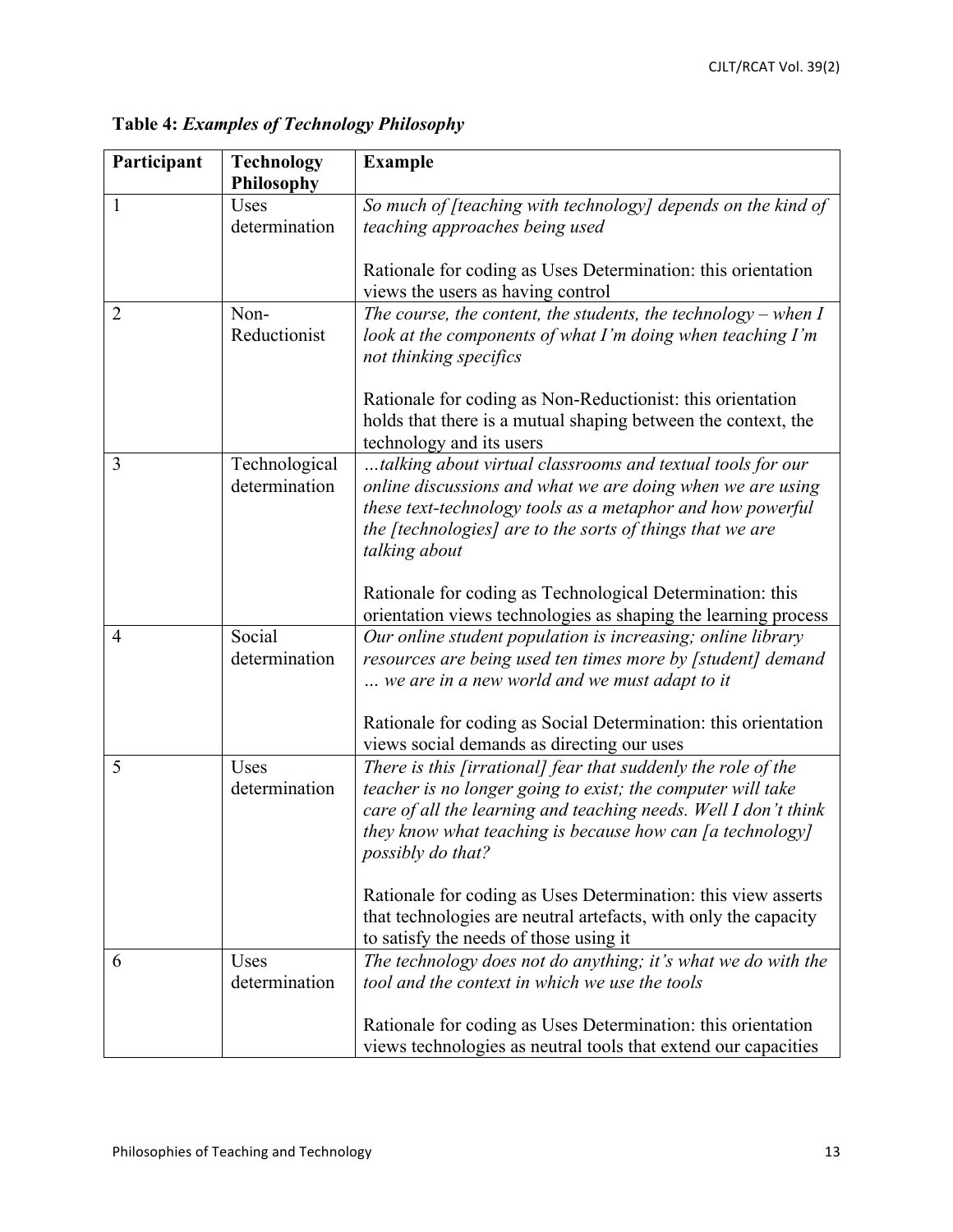**Table 4:** ***Examples of Technology Philosophy***

| Participant | Technology Philosophy | Example |
|---|---|---|
| 1 | Uses determination | *So much of [teaching with technology] depends on the kind of teaching approaches being used*<br><br>Rationale for coding as Uses Determination: this orientation views the users as having control |
| 2 | Non-Reductionist | *The course, the content, the students, the technology – when I look at the components of what I'm doing when teaching I'm not thinking specifics*<br><br>Rationale for coding as Non-Reductionist: this orientation holds that there is a mutual shaping between the context, the technology and its users |
| 3 | Technological determination | *…talking about virtual classrooms and textual tools for our online discussions and what we are doing when we are using these text-technology tools as a metaphor and how powerful the [technologies] are to the sorts of things that we are talking about*<br><br>Rationale for coding as Technological Determination: this orientation views technologies as shaping the learning process |
| 4 | Social determination | *Our online student population is increasing; online library resources are being used ten times more by [student] demand … we are in a new world and we must adapt to it*<br><br>Rationale for coding as Social Determination: this orientation views social demands as directing our uses |
| 5 | Uses determination | *There is this [irrational] fear that suddenly the role of the teacher is no longer going to exist; the computer will take care of all the learning and teaching needs. Well I don't think they know what teaching is because how can [a technology] possibly do that?*<br><br>Rationale for coding as Uses Determination: this view asserts that technologies are neutral artefacts, with only the capacity to satisfy the needs of those using it |
| 6 | Uses determination | *The technology does not do anything; it's what we do with the tool and the context in which we use the tools*<br><br>Rationale for coding as Uses Determination: this orientation views technologies as neutral tools that extend our capacities |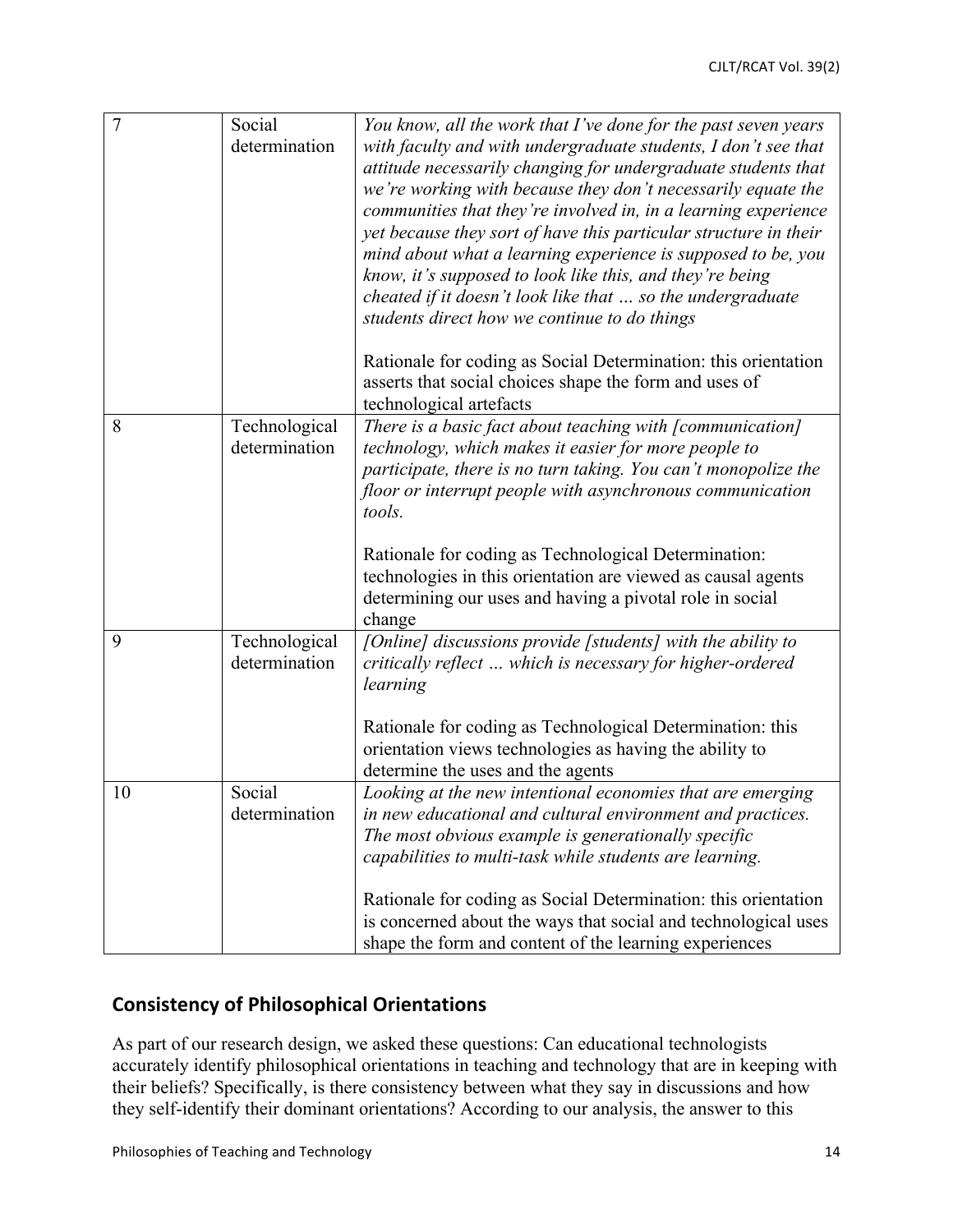| | | |
|---|---|---|
| 7 | Social determination | *You know, all the work that I've done for the past seven years with faculty and with undergraduate students, I don't see that attitude necessarily changing for undergraduate students that we're working with because they don't necessarily equate the communities that they're involved in, in a learning experience yet because they sort of have this particular structure in their mind about what a learning experience is supposed to be, you know, it's supposed to look like this, and they're being cheated if it doesn't look like that … so the undergraduate students direct how we continue to do things*<br><br>Rationale for coding as Social Determination: this orientation asserts that social choices shape the form and uses of technological artefacts |
| 8 | Technological determination | *There is a basic fact about teaching with [communication] technology, which makes it easier for more people to participate, there is no turn taking. You can't monopolize the floor or interrupt people with asynchronous communication tools.*<br><br>Rationale for coding as Technological Determination: technologies in this orientation are viewed as causal agents determining our uses and having a pivotal role in social change |
| 9 | Technological determination | *[Online] discussions provide [students] with the ability to critically reflect … which is necessary for higher-ordered learning*<br><br>Rationale for coding as Technological Determination: this orientation views technologies as having the ability to determine the uses and the agents |
| 10 | Social determination | *Looking at the new intentional economies that are emerging in new educational and cultural environment and practices. The most obvious example is generationally specific capabilities to multi-task while students are learning.*<br><br>Rationale for coding as Social Determination: this orientation is concerned about the ways that social and technological uses shape the form and content of the learning experiences |

## Consistency of Philosophical Orientations

As part of our research design, we asked these questions: Can educational technologists accurately identify philosophical orientations in teaching and technology that are in keeping with their beliefs? Specifically, is there consistency between what they say in discussions and how they self-identify their dominant orientations? According to our analysis, the answer to this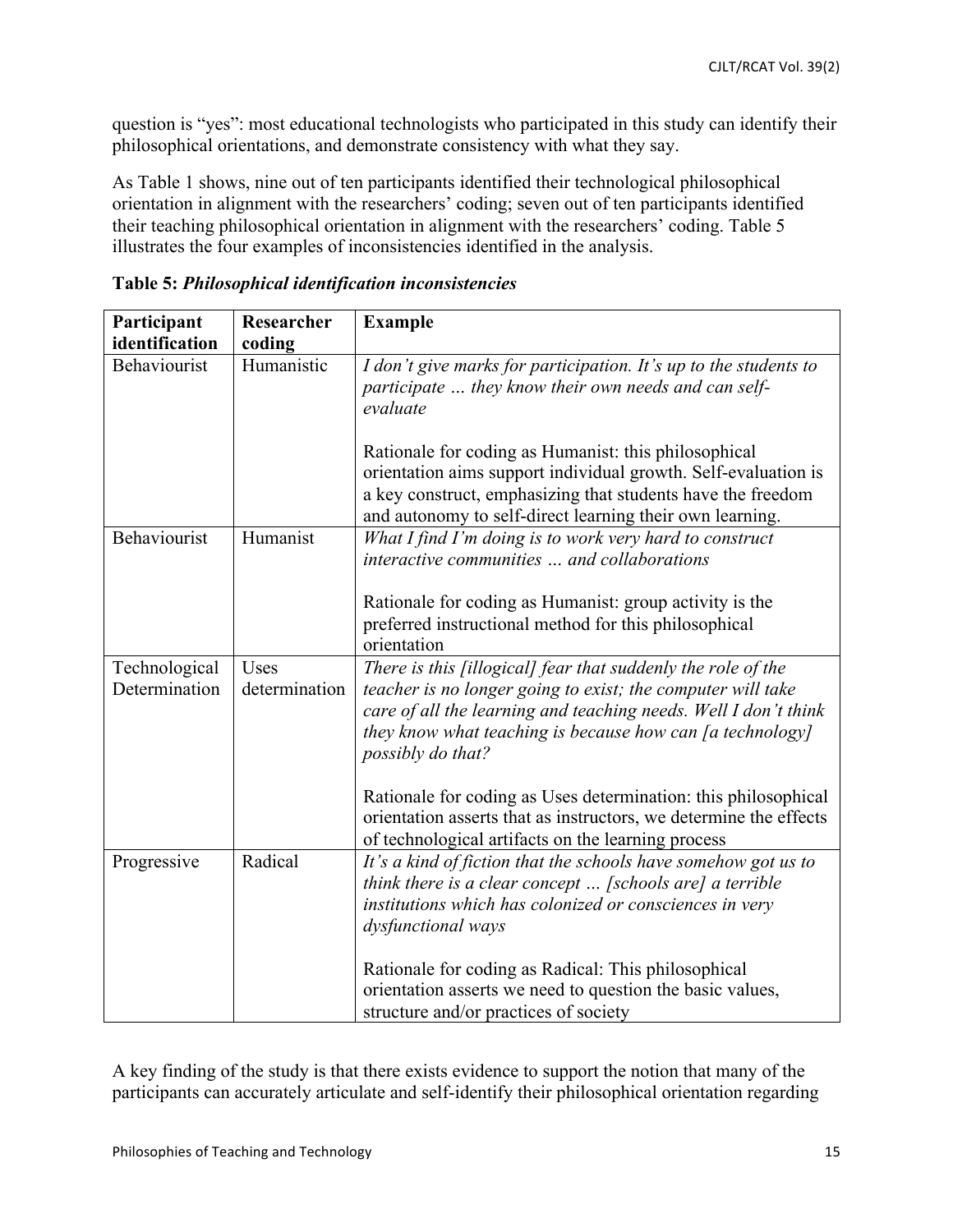question is "yes": most educational technologists who participated in this study can identify their philosophical orientations, and demonstrate consistency with what they say.

As Table 1 shows, nine out of ten participants identified their technological philosophical orientation in alignment with the researchers' coding; seven out of ten participants identified their teaching philosophical orientation in alignment with the researchers' coding. Table 5 illustrates the four examples of inconsistencies identified in the analysis.

**Table 5: *Philosophical identification inconsistencies***

| Participant identification | Researcher coding | Example |
|---|---|---|
| Behaviourist | Humanistic | *I don't give marks for participation. It's up to the students to participate … they know their own needs and can self-evaluate*<br><br>Rationale for coding as Humanist: this philosophical orientation aims support individual growth. Self-evaluation is a key construct, emphasizing that students have the freedom and autonomy to self-direct learning their own learning. |
| Behaviourist | Humanist | *What I find I'm doing is to work very hard to construct interactive communities … and collaborations*<br><br>Rationale for coding as Humanist: group activity is the preferred instructional method for this philosophical orientation |
| Technological Determination | Uses determination | *There is this [illogical] fear that suddenly the role of the teacher is no longer going to exist; the computer will take care of all the learning and teaching needs. Well I don't think they know what teaching is because how can [a technology] possibly do that?*<br><br>Rationale for coding as Uses determination: this philosophical orientation asserts that as instructors, we determine the effects of technological artifacts on the learning process |
| Progressive | Radical | *It's a kind of fiction that the schools have somehow got us to think there is a clear concept … [schools are] a terrible institutions which has colonized or consciences in very dysfunctional ways*<br><br>Rationale for coding as Radical: This philosophical orientation asserts we need to question the basic values, structure and/or practices of society |

A key finding of the study is that there exists evidence to support the notion that many of the participants can accurately articulate and self-identify their philosophical orientation regarding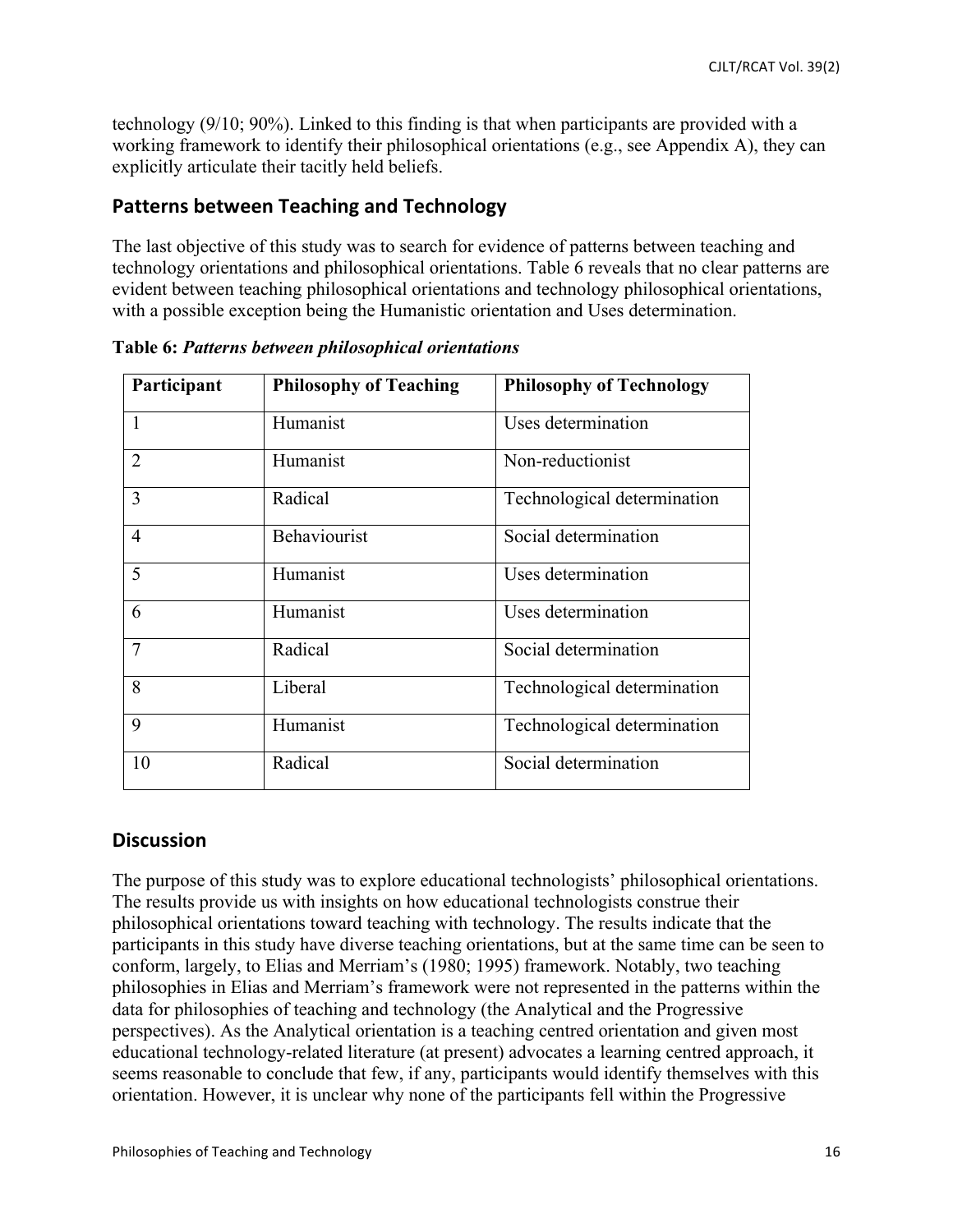technology (9/10; 90%). Linked to this finding is that when participants are provided with a working framework to identify their philosophical orientations (e.g., see Appendix A), they can explicitly articulate their tacitly held beliefs.

## Patterns between Teaching and Technology

The last objective of this study was to search for evidence of patterns between teaching and technology orientations and philosophical orientations. Table 6 reveals that no clear patterns are evident between teaching philosophical orientations and technology philosophical orientations, with a possible exception being the Humanistic orientation and Uses determination.

**Table 6:** ***Patterns between philosophical orientations***

| Participant | Philosophy of Teaching | Philosophy of Technology |
|---|---|---|
| 1 | Humanist | Uses determination |
| 2 | Humanist | Non-reductionist |
| 3 | Radical | Technological determination |
| 4 | Behaviourist | Social determination |
| 5 | Humanist | Uses determination |
| 6 | Humanist | Uses determination |
| 7 | Radical | Social determination |
| 8 | Liberal | Technological determination |
| 9 | Humanist | Technological determination |
| 10 | Radical | Social determination |

## Discussion

The purpose of this study was to explore educational technologists' philosophical orientations. The results provide us with insights on how educational technologists construe their philosophical orientations toward teaching with technology. The results indicate that the participants in this study have diverse teaching orientations, but at the same time can be seen to conform, largely, to Elias and Merriam's (1980; 1995) framework. Notably, two teaching philosophies in Elias and Merriam's framework were not represented in the patterns within the data for philosophies of teaching and technology (the Analytical and the Progressive perspectives). As the Analytical orientation is a teaching centred orientation and given most educational technology-related literature (at present) advocates a learning centred approach, it seems reasonable to conclude that few, if any, participants would identify themselves with this orientation. However, it is unclear why none of the participants fell within the Progressive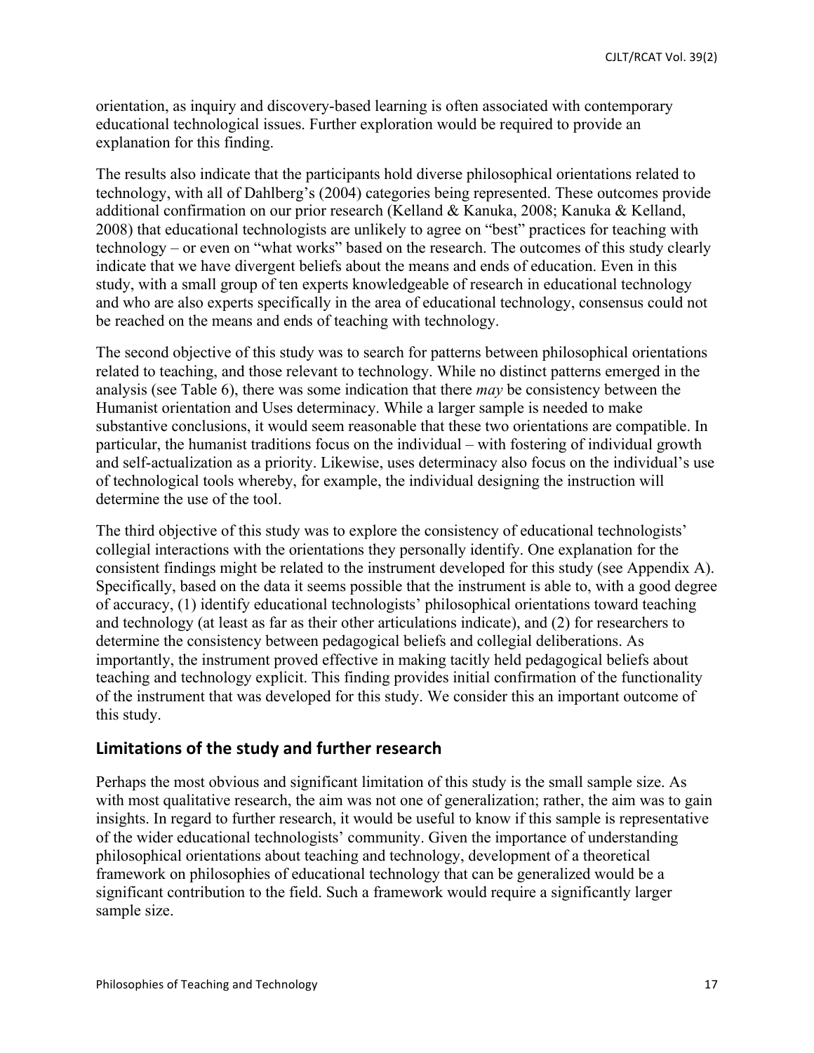orientation, as inquiry and discovery-based learning is often associated with contemporary educational technological issues. Further exploration would be required to provide an explanation for this finding.

The results also indicate that the participants hold diverse philosophical orientations related to technology, with all of Dahlberg's (2004) categories being represented. These outcomes provide additional confirmation on our prior research (Kelland & Kanuka, 2008; Kanuka & Kelland, 2008) that educational technologists are unlikely to agree on "best" practices for teaching with technology – or even on "what works" based on the research. The outcomes of this study clearly indicate that we have divergent beliefs about the means and ends of education. Even in this study, with a small group of ten experts knowledgeable of research in educational technology and who are also experts specifically in the area of educational technology, consensus could not be reached on the means and ends of teaching with technology.

The second objective of this study was to search for patterns between philosophical orientations related to teaching, and those relevant to technology. While no distinct patterns emerged in the analysis (see Table 6), there was some indication that there *may* be consistency between the Humanist orientation and Uses determinacy. While a larger sample is needed to make substantive conclusions, it would seem reasonable that these two orientations are compatible. In particular, the humanist traditions focus on the individual – with fostering of individual growth and self-actualization as a priority. Likewise, uses determinacy also focus on the individual's use of technological tools whereby, for example, the individual designing the instruction will determine the use of the tool.

The third objective of this study was to explore the consistency of educational technologists' collegial interactions with the orientations they personally identify. One explanation for the consistent findings might be related to the instrument developed for this study (see Appendix A). Specifically, based on the data it seems possible that the instrument is able to, with a good degree of accuracy, (1) identify educational technologists' philosophical orientations toward teaching and technology (at least as far as their other articulations indicate), and (2) for researchers to determine the consistency between pedagogical beliefs and collegial deliberations. As importantly, the instrument proved effective in making tacitly held pedagogical beliefs about teaching and technology explicit. This finding provides initial confirmation of the functionality of the instrument that was developed for this study. We consider this an important outcome of this study.

## Limitations of the study and further research

Perhaps the most obvious and significant limitation of this study is the small sample size. As with most qualitative research, the aim was not one of generalization; rather, the aim was to gain insights. In regard to further research, it would be useful to know if this sample is representative of the wider educational technologists' community. Given the importance of understanding philosophical orientations about teaching and technology, development of a theoretical framework on philosophies of educational technology that can be generalized would be a significant contribution to the field. Such a framework would require a significantly larger sample size.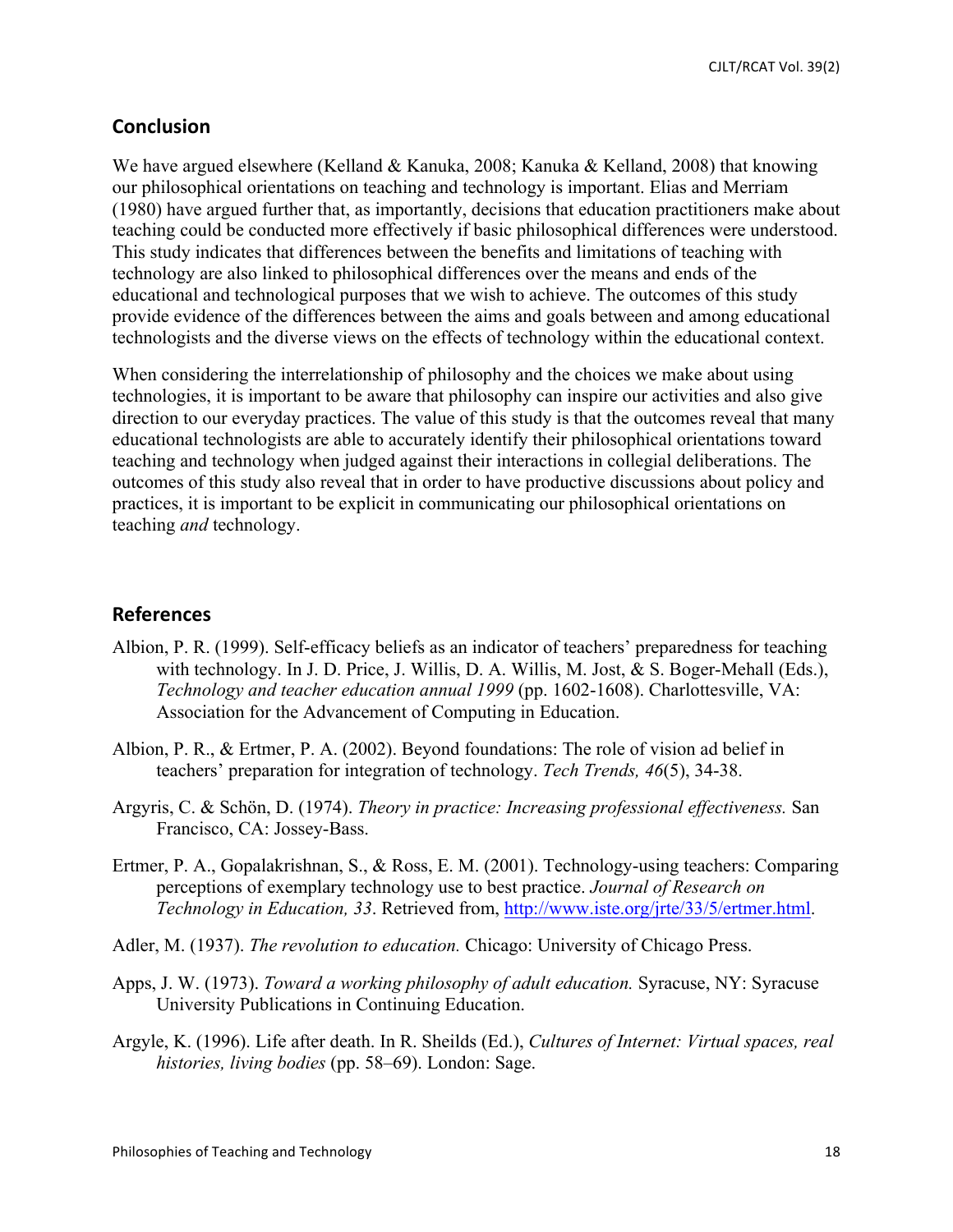## Conclusion

We have argued elsewhere (Kelland & Kanuka, 2008; Kanuka & Kelland, 2008) that knowing our philosophical orientations on teaching and technology is important. Elias and Merriam (1980) have argued further that, as importantly, decisions that education practitioners make about teaching could be conducted more effectively if basic philosophical differences were understood. This study indicates that differences between the benefits and limitations of teaching with technology are also linked to philosophical differences over the means and ends of the educational and technological purposes that we wish to achieve. The outcomes of this study provide evidence of the differences between the aims and goals between and among educational technologists and the diverse views on the effects of technology within the educational context.

When considering the interrelationship of philosophy and the choices we make about using technologies, it is important to be aware that philosophy can inspire our activities and also give direction to our everyday practices. The value of this study is that the outcomes reveal that many educational technologists are able to accurately identify their philosophical orientations toward teaching and technology when judged against their interactions in collegial deliberations. The outcomes of this study also reveal that in order to have productive discussions about policy and practices, it is important to be explicit in communicating our philosophical orientations on teaching *and* technology.

## References

Albion, P. R. (1999). Self-efficacy beliefs as an indicator of teachers' preparedness for teaching with technology. In J. D. Price, J. Willis, D. A. Willis, M. Jost, & S. Boger-Mehall (Eds.), *Technology and teacher education annual 1999* (pp. 1602-1608). Charlottesville, VA: Association for the Advancement of Computing in Education.

Albion, P. R., & Ertmer, P. A. (2002). Beyond foundations: The role of vision ad belief in teachers' preparation for integration of technology. *Tech Trends, 46*(5), 34-38.

Argyris, C. & Schön, D. (1974). *Theory in practice: Increasing professional effectiveness.* San Francisco, CA: Jossey-Bass.

Ertmer, P. A., Gopalakrishnan, S., & Ross, E. M. (2001). Technology-using teachers: Comparing perceptions of exemplary technology use to best practice. *Journal of Research on Technology in Education, 33*. Retrieved from, http://www.iste.org/jrte/33/5/ertmer.html.

Adler, M. (1937). *The revolution to education.* Chicago: University of Chicago Press.

Apps, J. W. (1973). *Toward a working philosophy of adult education.* Syracuse, NY: Syracuse University Publications in Continuing Education.

Argyle, K. (1996). Life after death. In R. Sheilds (Ed.), *Cultures of Internet: Virtual spaces, real histories, living bodies* (pp. 58–69). London: Sage.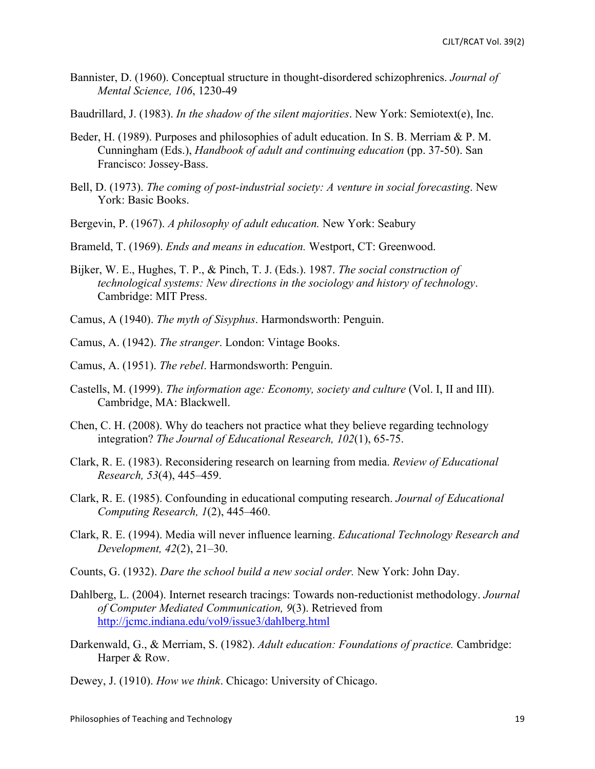Bannister, D. (1960). Conceptual structure in thought-disordered schizophrenics. *Journal of Mental Science, 106*, 1230-49

Baudrillard, J. (1983). *In the shadow of the silent majorities*. New York: Semiotext(e), Inc.

Beder, H. (1989). Purposes and philosophies of adult education. In S. B. Merriam & P. M. Cunningham (Eds.), *Handbook of adult and continuing education* (pp. 37-50). San Francisco: Jossey-Bass.

Bell, D. (1973). *The coming of post-industrial society: A venture in social forecasting*. New York: Basic Books.

Bergevin, P. (1967). *A philosophy of adult education.* New York: Seabury

Brameld, T. (1969). *Ends and means in education.* Westport, CT: Greenwood.

Bijker, W. E., Hughes, T. P., & Pinch, T. J. (Eds.). 1987. *The social construction of technological systems: New directions in the sociology and history of technology*. Cambridge: MIT Press.

Camus, A (1940). *The myth of Sisyphus*. Harmondsworth: Penguin.

Camus, A. (1942). *The stranger*. London: Vintage Books.

Camus, A. (1951). *The rebel*. Harmondsworth: Penguin.

Castells, M. (1999). *The information age: Economy, society and culture* (Vol. I, II and III). Cambridge, MA: Blackwell.

Chen, C. H. (2008). Why do teachers not practice what they believe regarding technology integration? *The Journal of Educational Research, 102*(1), 65-75.

Clark, R. E. (1983). Reconsidering research on learning from media. *Review of Educational Research, 53*(4), 445–459.

Clark, R. E. (1985). Confounding in educational computing research. *Journal of Educational Computing Research, 1*(2), 445–460.

Clark, R. E. (1994). Media will never influence learning. *Educational Technology Research and Development, 42*(2), 21–30.

Counts, G. (1932). *Dare the school build a new social order.* New York: John Day.

Dahlberg, L. (2004). Internet research tracings: Towards non-reductionist methodology. *Journal of Computer Mediated Communication, 9*(3). Retrieved from http://jcmc.indiana.edu/vol9/issue3/dahlberg.html

Darkenwald, G., & Merriam, S. (1982). *Adult education: Foundations of practice.* Cambridge: Harper & Row.

Dewey, J. (1910). *How we think*. Chicago: University of Chicago.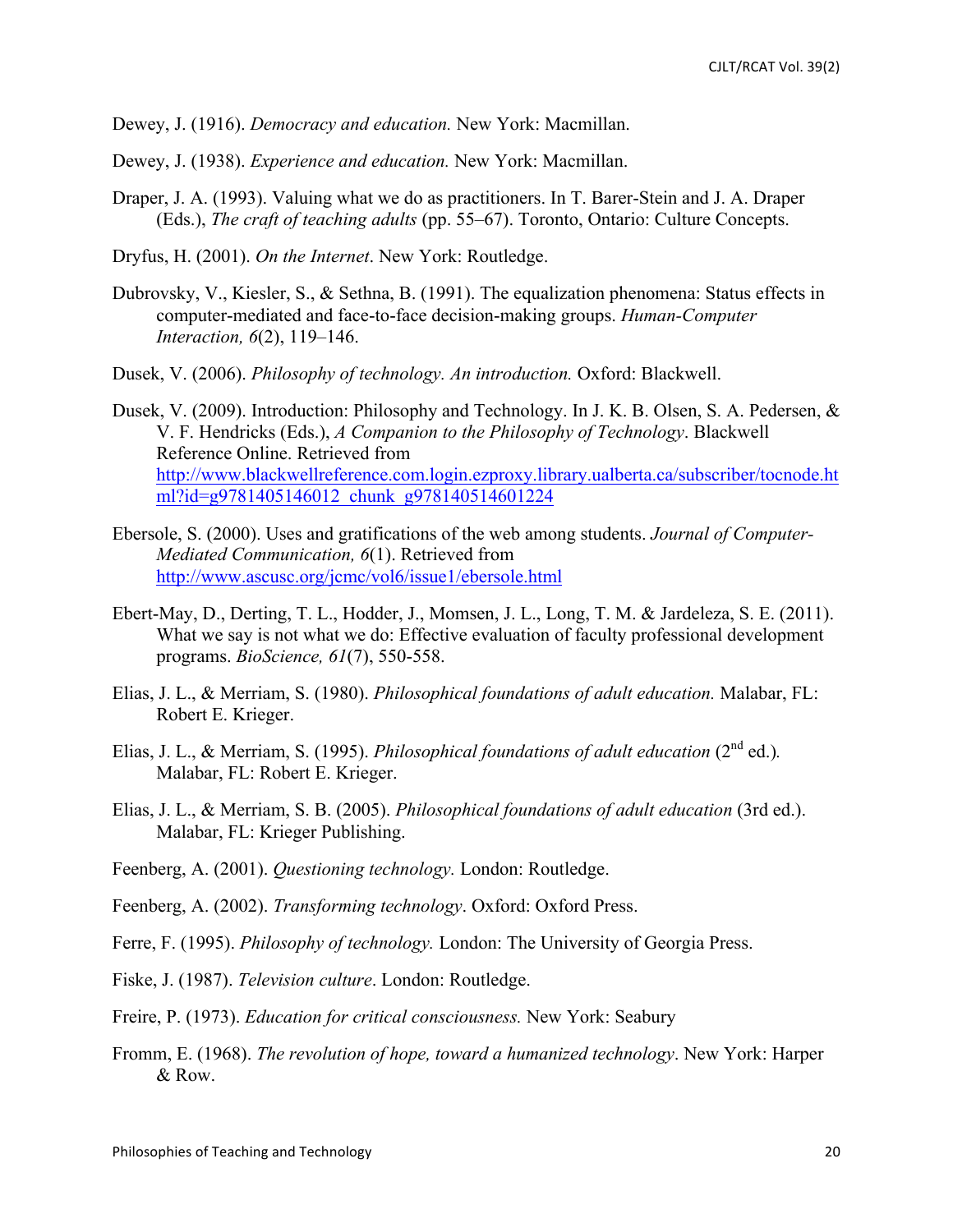Dewey, J. (1916). *Democracy and education.* New York: Macmillan.

Dewey, J. (1938). *Experience and education.* New York: Macmillan.

Draper, J. A. (1993). Valuing what we do as practitioners. In T. Barer-Stein and J. A. Draper (Eds.), *The craft of teaching adults* (pp. 55–67). Toronto, Ontario: Culture Concepts.

Dryfus, H. (2001). *On the Internet*. New York: Routledge.

Dubrovsky, V., Kiesler, S., & Sethna, B. (1991). The equalization phenomena: Status effects in computer-mediated and face-to-face decision-making groups. *Human-Computer Interaction, 6*(2), 119–146.

Dusek, V. (2006). *Philosophy of technology. An introduction.* Oxford: Blackwell.

Dusek, V. (2009). Introduction: Philosophy and Technology. In J. K. B. Olsen, S. A. Pedersen, & V. F. Hendricks (Eds.), *A Companion to the Philosophy of Technology*. Blackwell Reference Online. Retrieved from http://www.blackwellreference.com.login.ezproxy.library.ualberta.ca/subscriber/tocnode.html?id=g9781405146012_chunk_g978140514601224

Ebersole, S. (2000). Uses and gratifications of the web among students. *Journal of Computer-Mediated Communication, 6*(1). Retrieved from http://www.ascusc.org/jcmc/vol6/issue1/ebersole.html

Ebert-May, D., Derting, T. L., Hodder, J., Momsen, J. L., Long, T. M. & Jardeleza, S. E. (2011). What we say is not what we do: Effective evaluation of faculty professional development programs. *BioScience, 61*(7), 550-558.

Elias, J. L., & Merriam, S. (1980). *Philosophical foundations of adult education.* Malabar, FL: Robert E. Krieger.

Elias, J. L., & Merriam, S. (1995). *Philosophical foundations of adult education* (2nd ed.)*.* Malabar, FL: Robert E. Krieger.

Elias, J. L., & Merriam, S. B. (2005). *Philosophical foundations of adult education* (3rd ed.). Malabar, FL: Krieger Publishing.

Feenberg, A. (2001). *Questioning technology.* London: Routledge.

Feenberg, A. (2002). *Transforming technology*. Oxford: Oxford Press.

Ferre, F. (1995). *Philosophy of technology.* London: The University of Georgia Press.

Fiske, J. (1987). *Television culture*. London: Routledge.

Freire, P. (1973). *Education for critical consciousness.* New York: Seabury

Fromm, E. (1968). *The revolution of hope, toward a humanized technology*. New York: Harper & Row.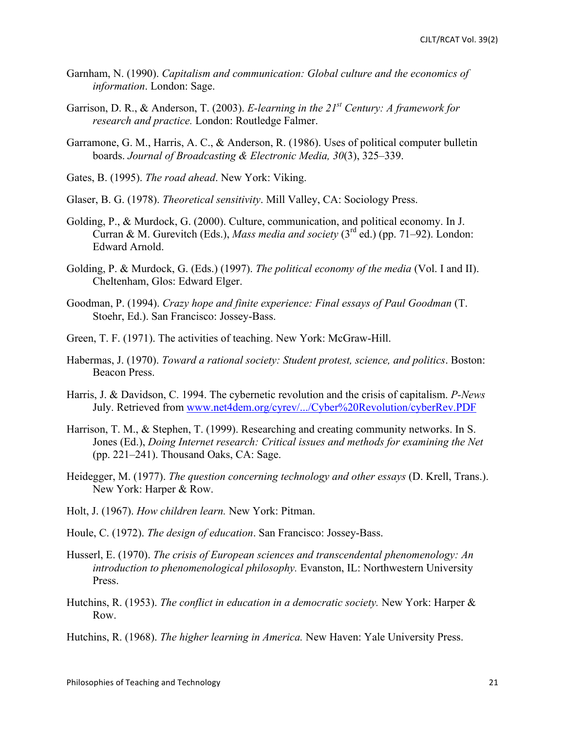Garnham, N. (1990). *Capitalism and communication: Global culture and the economics of information*. London: Sage.

Garrison, D. R., & Anderson, T. (2003). *E-learning in the 21st Century: A framework for research and practice.* London: Routledge Falmer.

Garramone, G. M., Harris, A. C., & Anderson, R. (1986). Uses of political computer bulletin boards. *Journal of Broadcasting & Electronic Media, 30*(3), 325–339.

Gates, B. (1995). *The road ahead*. New York: Viking.

Glaser, B. G. (1978). *Theoretical sensitivity*. Mill Valley, CA: Sociology Press.

Golding, P., & Murdock, G. (2000). Culture, communication, and political economy. In J. Curran & M. Gurevitch (Eds.), *Mass media and society* (3rd ed.) (pp. 71–92). London: Edward Arnold.

Golding, P. & Murdock, G. (Eds.) (1997). *The political economy of the media* (Vol. I and II). Cheltenham, Glos: Edward Elger.

Goodman, P. (1994). *Crazy hope and finite experience: Final essays of Paul Goodman* (T. Stoehr, Ed.). San Francisco: Jossey-Bass.

Green, T. F. (1971). The activities of teaching. New York: McGraw-Hill.

Habermas, J. (1970). *Toward a rational society: Student protest, science, and politics*. Boston: Beacon Press.

Harris, J. & Davidson, C. 1994. The cybernetic revolution and the crisis of capitalism. *P-News* July. Retrieved from [www.net4dem.org/cyrev/.../Cyber%20Revolution/cyberRev.PDF](www.net4dem.org/cyrev/.../Cyber%20Revolution/cyberRev.PDF)

Harrison, T. M., & Stephen, T. (1999). Researching and creating community networks. In S. Jones (Ed.), *Doing Internet research: Critical issues and methods for examining the Net* (pp. 221–241). Thousand Oaks, CA: Sage.

Heidegger, M. (1977). *The question concerning technology and other essays* (D. Krell, Trans.). New York: Harper & Row.

Holt, J. (1967). *How children learn.* New York: Pitman.

Houle, C. (1972). *The design of education*. San Francisco: Jossey-Bass.

Husserl, E. (1970). *The crisis of European sciences and transcendental phenomenology: An introduction to phenomenological philosophy.* Evanston, IL: Northwestern University Press.

Hutchins, R. (1953). *The conflict in education in a democratic society.* New York: Harper & Row.

Hutchins, R. (1968). *The higher learning in America.* New Haven: Yale University Press.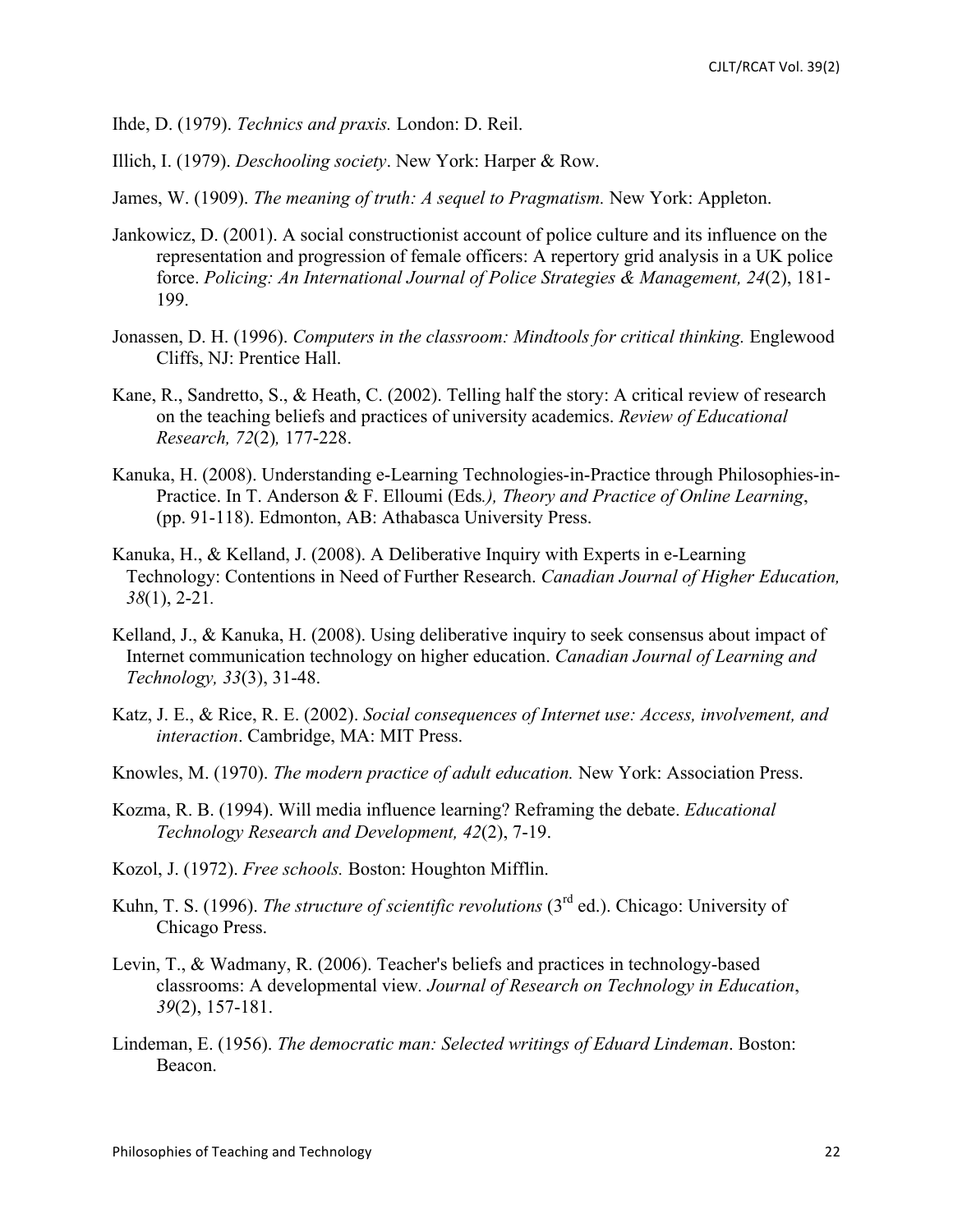Ihde, D. (1979). *Technics and praxis.* London: D. Reil.

Illich, I. (1979). *Deschooling society*. New York: Harper & Row.

James, W. (1909). *The meaning of truth: A sequel to Pragmatism.* New York: Appleton.

Jankowicz, D. (2001). A social constructionist account of police culture and its influence on the representation and progression of female officers: A repertory grid analysis in a UK police force. *Policing: An International Journal of Police Strategies & Management, 24*(2), 181-199.

Jonassen, D. H. (1996). *Computers in the classroom: Mindtools for critical thinking.* Englewood Cliffs, NJ: Prentice Hall.

Kane, R., Sandretto, S., & Heath, C. (2002). Telling half the story: A critical review of research on the teaching beliefs and practices of university academics. *Review of Educational Research, 72*(2)*,* 177-228.

Kanuka, H. (2008). Understanding e-Learning Technologies-in-Practice through Philosophies-in-Practice. In T. Anderson & F. Elloumi (Eds*.), Theory and Practice of Online Learning*, (pp. 91-118). Edmonton, AB: Athabasca University Press.

Kanuka, H., & Kelland, J. (2008). A Deliberative Inquiry with Experts in e-Learning Technology: Contentions in Need of Further Research. *Canadian Journal of Higher Education, 38*(1), 2-21.

Kelland, J., & Kanuka, H. (2008). Using deliberative inquiry to seek consensus about impact of Internet communication technology on higher education. *Canadian Journal of Learning and Technology, 33*(3), 31-48.

Katz, J. E., & Rice, R. E. (2002). *Social consequences of Internet use: Access, involvement, and interaction*. Cambridge, MA: MIT Press.

Knowles, M. (1970). *The modern practice of adult education.* New York: Association Press.

Kozma, R. B. (1994). Will media influence learning? Reframing the debate. *Educational Technology Research and Development, 42*(2), 7-19.

Kozol, J. (1972). *Free schools.* Boston: Houghton Mifflin.

Kuhn, T. S. (1996). *The structure of scientific revolutions* (3rd ed.). Chicago: University of Chicago Press.

Levin, T., & Wadmany, R. (2006). Teacher's beliefs and practices in technology-based classrooms: A developmental view*. Journal of Research on Technology in Education*, *39*(2), 157-181.

Lindeman, E. (1956). *The democratic man: Selected writings of Eduard Lindeman*. Boston: Beacon.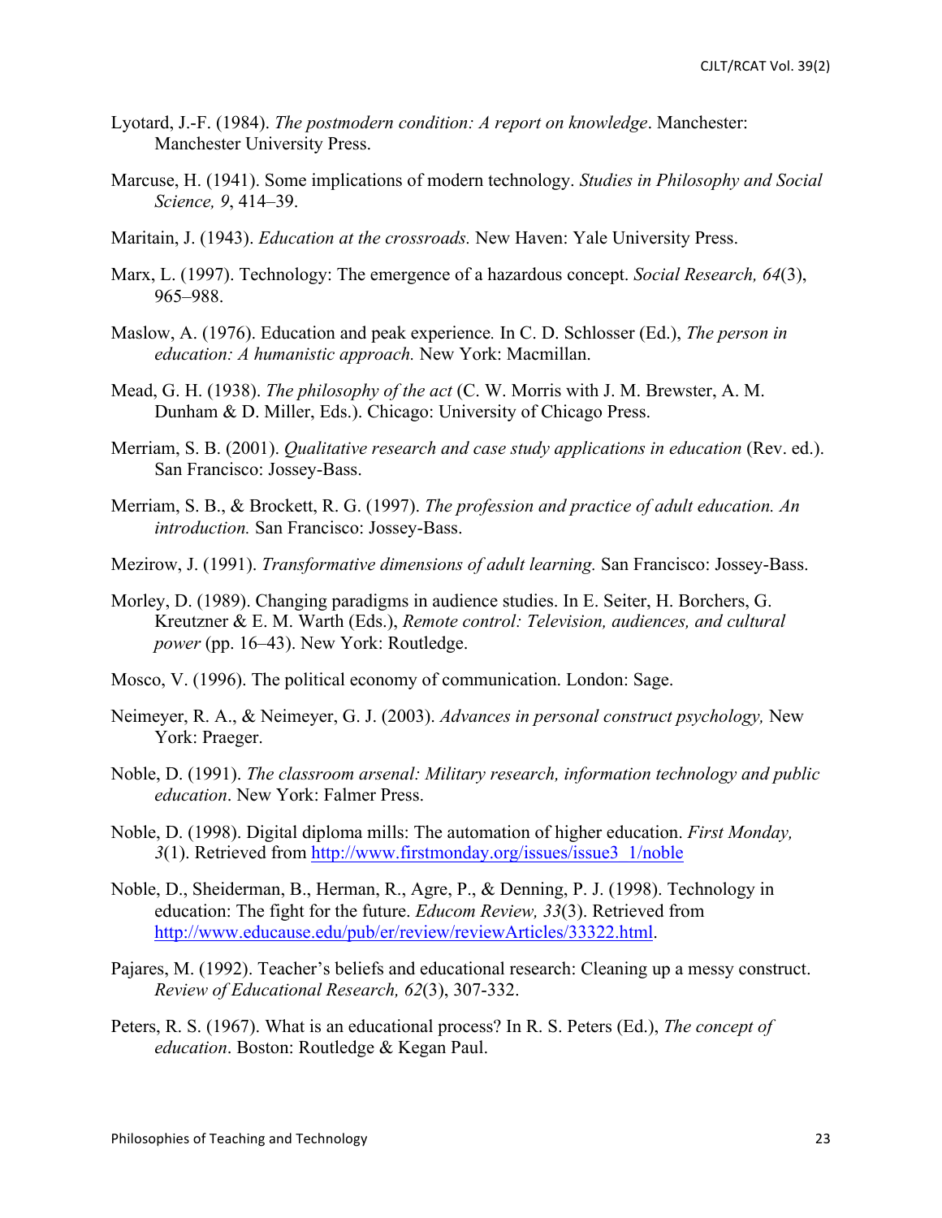Lyotard, J.-F. (1984). *The postmodern condition: A report on knowledge*. Manchester: Manchester University Press.

Marcuse, H. (1941). Some implications of modern technology. *Studies in Philosophy and Social Science, 9*, 414–39.

Maritain, J. (1943). *Education at the crossroads.* New Haven: Yale University Press.

Marx, L. (1997). Technology: The emergence of a hazardous concept. *Social Research, 64*(3), 965–988.

Maslow, A. (1976). Education and peak experience*.* In C. D. Schlosser (Ed.), *The person in education: A humanistic approach.* New York: Macmillan.

Mead, G. H. (1938). *The philosophy of the act* (C. W. Morris with J. M. Brewster, A. M. Dunham & D. Miller, Eds.). Chicago: University of Chicago Press.

Merriam, S. B. (2001). *Qualitative research and case study applications in education* (Rev. ed.). San Francisco: Jossey-Bass.

Merriam, S. B., & Brockett, R. G. (1997). *The profession and practice of adult education. An introduction.* San Francisco: Jossey-Bass.

Mezirow, J. (1991). *Transformative dimensions of adult learning.* San Francisco: Jossey-Bass.

Morley, D. (1989). Changing paradigms in audience studies. In E. Seiter, H. Borchers, G. Kreutzner & E. M. Warth (Eds.), *Remote control: Television, audiences, and cultural power* (pp. 16–43). New York: Routledge.

Mosco, V. (1996). The political economy of communication. London: Sage.

Neimeyer, R. A., & Neimeyer, G. J. (2003). *Advances in personal construct psychology,* New York: Praeger.

Noble, D. (1991). *The classroom arsenal: Military research, information technology and public education*. New York: Falmer Press.

Noble, D. (1998). Digital diploma mills: The automation of higher education. *First Monday, 3*(1). Retrieved from http://www.firstmonday.org/issues/issue3_1/noble

Noble, D., Sheiderman, B., Herman, R., Agre, P., & Denning, P. J. (1998). Technology in education: The fight for the future. *Educom Review, 33*(3). Retrieved from http://www.educause.edu/pub/er/review/reviewArticles/33322.html.

Pajares, M. (1992). Teacher's beliefs and educational research: Cleaning up a messy construct. *Review of Educational Research, 62*(3), 307-332.

Peters, R. S. (1967). What is an educational process? In R. S. Peters (Ed.), *The concept of education*. Boston: Routledge & Kegan Paul.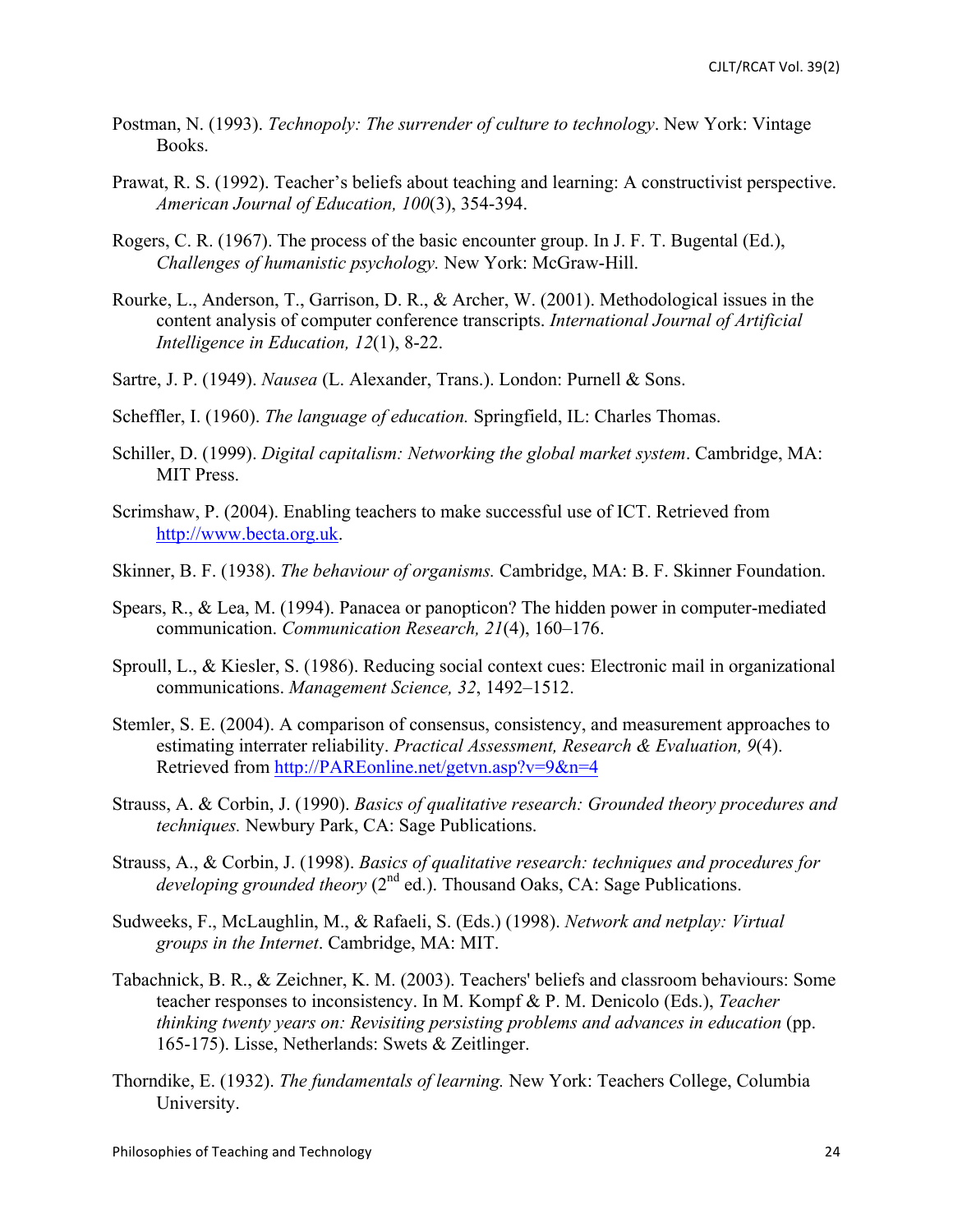Postman, N. (1993). *Technopoly: The surrender of culture to technology*. New York: Vintage Books.

Prawat, R. S. (1992). Teacher's beliefs about teaching and learning: A constructivist perspective. *American Journal of Education, 100*(3), 354-394.

Rogers, C. R. (1967). The process of the basic encounter group. In J. F. T. Bugental (Ed.), *Challenges of humanistic psychology.* New York: McGraw-Hill.

Rourke, L., Anderson, T., Garrison, D. R., & Archer, W. (2001). Methodological issues in the content analysis of computer conference transcripts. *International Journal of Artificial Intelligence in Education, 12*(1), 8-22.

Sartre, J. P. (1949). *Nausea* (L. Alexander, Trans.). London: Purnell & Sons.

Scheffler, I. (1960). *The language of education.* Springfield, IL: Charles Thomas.

Schiller, D. (1999). *Digital capitalism: Networking the global market system*. Cambridge, MA: MIT Press.

Scrimshaw, P. (2004). Enabling teachers to make successful use of ICT. Retrieved from http://www.becta.org.uk.

Skinner, B. F. (1938). *The behaviour of organisms.* Cambridge, MA: B. F. Skinner Foundation.

Spears, R., & Lea, M. (1994). Panacea or panopticon? The hidden power in computer-mediated communication. *Communication Research, 21*(4), 160–176.

Sproull, L., & Kiesler, S. (1986). Reducing social context cues: Electronic mail in organizational communications. *Management Science, 32*, 1492–1512.

Stemler, S. E. (2004). A comparison of consensus, consistency, and measurement approaches to estimating interrater reliability. *Practical Assessment, Research & Evaluation, 9*(4). Retrieved from http://PAREonline.net/getvn.asp?v=9&n=4

Strauss, A. & Corbin, J. (1990). *Basics of qualitative research: Grounded theory procedures and techniques.* Newbury Park, CA: Sage Publications.

Strauss, A., & Corbin, J. (1998). *Basics of qualitative research: techniques and procedures for developing grounded theory* (2nd ed.). Thousand Oaks, CA: Sage Publications.

Sudweeks, F., McLaughlin, M., & Rafaeli, S. (Eds.) (1998). *Network and netplay: Virtual groups in the Internet*. Cambridge, MA: MIT.

Tabachnick, B. R., & Zeichner, K. M. (2003). Teachers' beliefs and classroom behaviours: Some teacher responses to inconsistency. In M. Kompf & P. M. Denicolo (Eds.), *Teacher thinking twenty years on: Revisiting persisting problems and advances in education* (pp. 165-175). Lisse, Netherlands: Swets & Zeitlinger.

Thorndike, E. (1932). *The fundamentals of learning.* New York: Teachers College, Columbia University.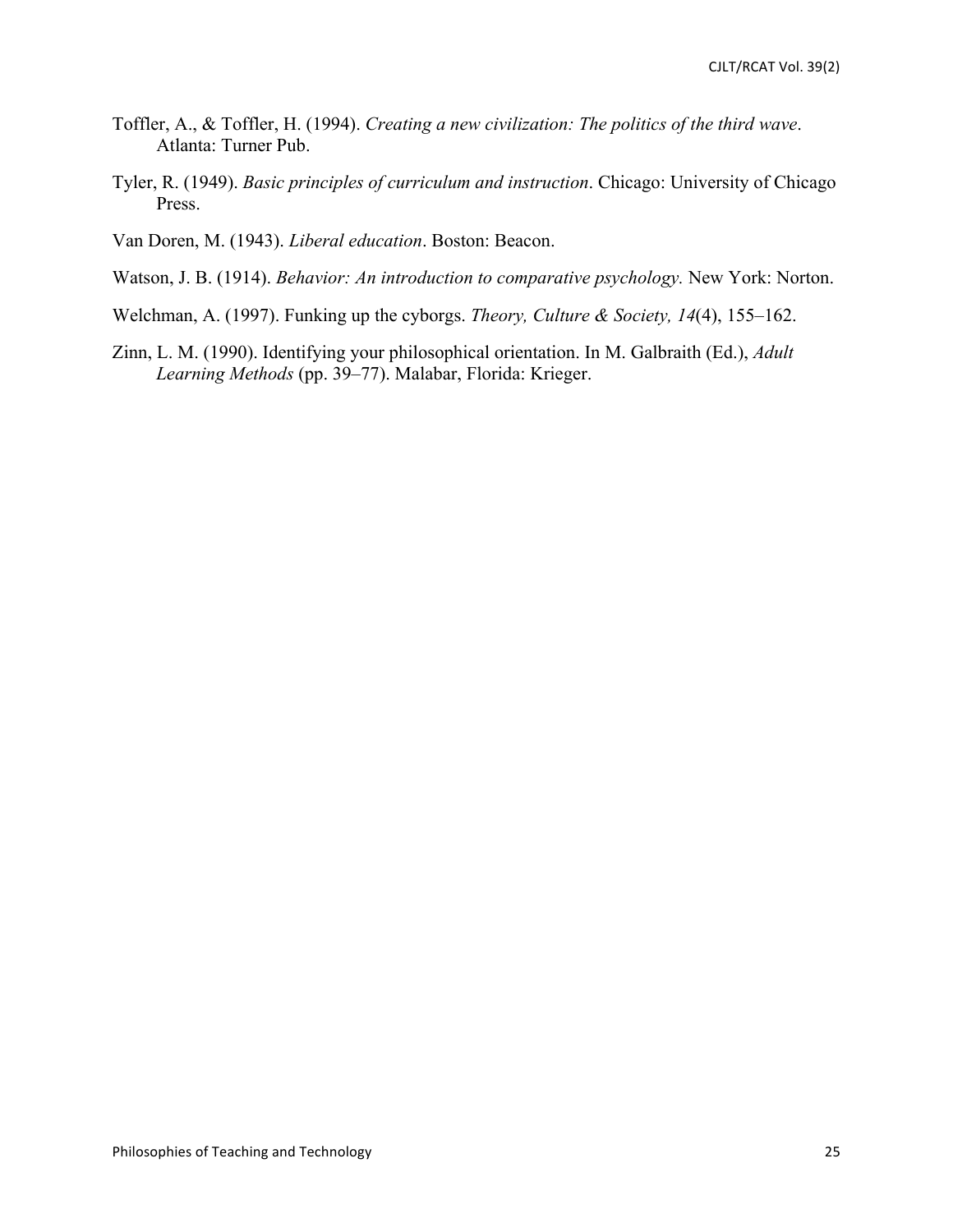Toffler, A., & Toffler, H. (1994). *Creating a new civilization: The politics of the third wave*. Atlanta: Turner Pub.

Tyler, R. (1949). *Basic principles of curriculum and instruction*. Chicago: University of Chicago Press.

Van Doren, M. (1943). *Liberal education*. Boston: Beacon.

Watson, J. B. (1914). *Behavior: An introduction to comparative psychology.* New York: Norton.

Welchman, A. (1997). Funking up the cyborgs. *Theory, Culture & Society, 14*(4), 155–162.

Zinn, L. M. (1990). Identifying your philosophical orientation. In M. Galbraith (Ed.), *Adult Learning Methods* (pp. 39–77). Malabar, Florida: Krieger.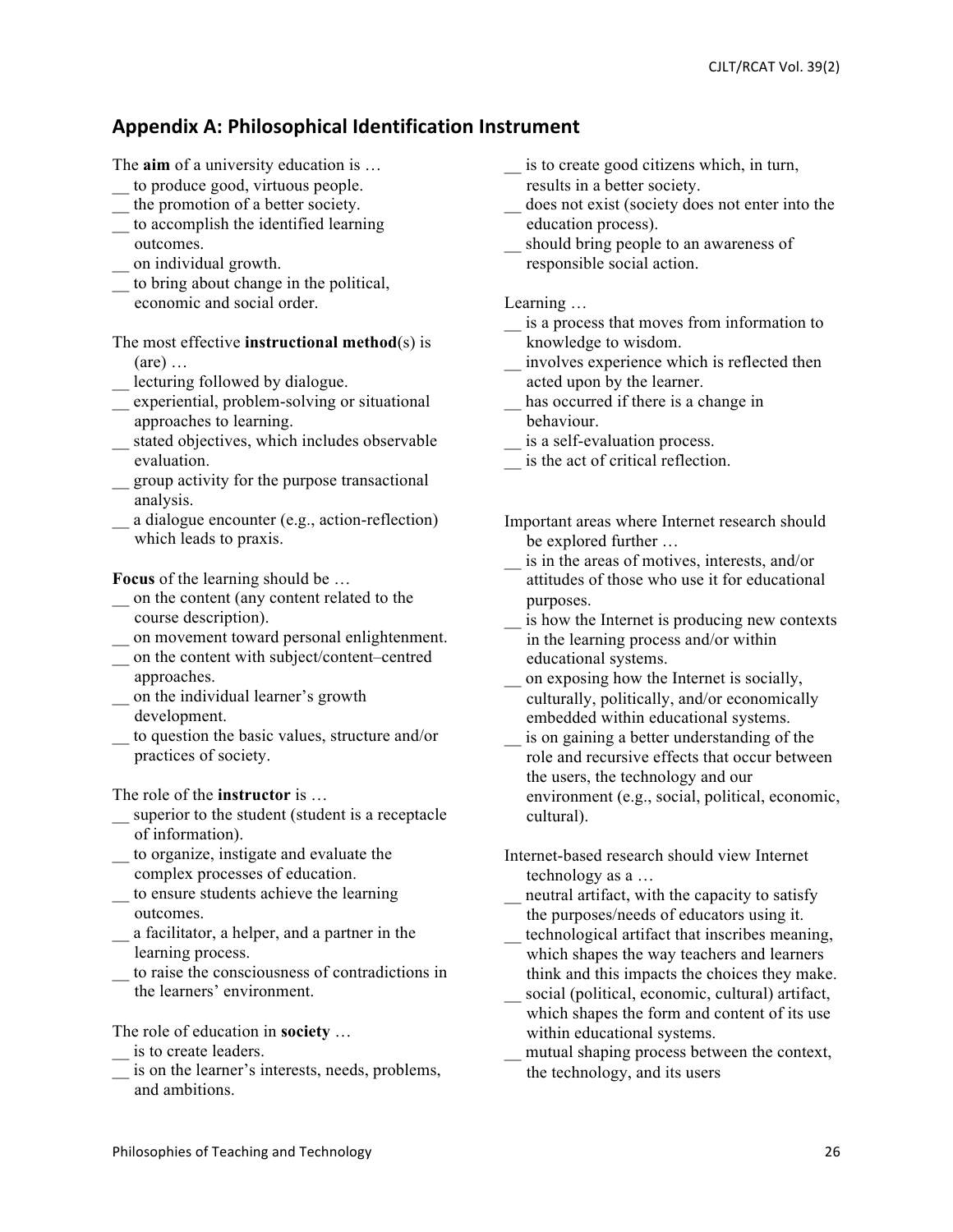## Appendix A: Philosophical Identification Instrument

The **aim** of a university education is …

__ to produce good, virtuous people.
__ the promotion of a better society.
__ to accomplish the identified learning outcomes.
__ on individual growth.
__ to bring about change in the political, economic and social order.

The most effective **instructional method**(s) is (are) …

__ lecturing followed by dialogue.
__ experiential, problem-solving or situational approaches to learning.
__ stated objectives, which includes observable evaluation.
__ group activity for the purpose transactional analysis.
__ a dialogue encounter (e.g., action-reflection) which leads to praxis.

**Focus** of the learning should be …

__ on the content (any content related to the course description).
__ on movement toward personal enlightenment.
__ on the content with subject/content–centred approaches.
__ on the individual learner's growth development.
__ to question the basic values, structure and/or practices of society.

The role of the **instructor** is …

__ superior to the student (student is a receptacle of information).
__ to organize, instigate and evaluate the complex processes of education.
__ to ensure students achieve the learning outcomes.
__ a facilitator, a helper, and a partner in the learning process.
__ to raise the consciousness of contradictions in the learners' environment.

The role of education in **society** …

__ is to create leaders.
__ is on the learner's interests, needs, problems, and ambitions.
__ is to create good citizens which, in turn, results in a better society.
__ does not exist (society does not enter into the education process).
__ should bring people to an awareness of responsible social action.

Learning …

__ is a process that moves from information to knowledge to wisdom.
__ involves experience which is reflected then acted upon by the learner.
__ has occurred if there is a change in behaviour.
__ is a self-evaluation process.
__ is the act of critical reflection.

Important areas where Internet research should be explored further …

__ is in the areas of motives, interests, and/or attitudes of those who use it for educational purposes.
__ is how the Internet is producing new contexts in the learning process and/or within educational systems.
__ on exposing how the Internet is socially, culturally, politically, and/or economically embedded within educational systems.
__ is on gaining a better understanding of the role and recursive effects that occur between the users, the technology and our environment (e.g., social, political, economic, cultural).

Internet-based research should view Internet technology as a …

__ neutral artifact, with the capacity to satisfy the purposes/needs of educators using it.
__ technological artifact that inscribes meaning, which shapes the way teachers and learners think and this impacts the choices they make.
__ social (political, economic, cultural) artifact, which shapes the form and content of its use within educational systems.
__ mutual shaping process between the context, the technology, and its users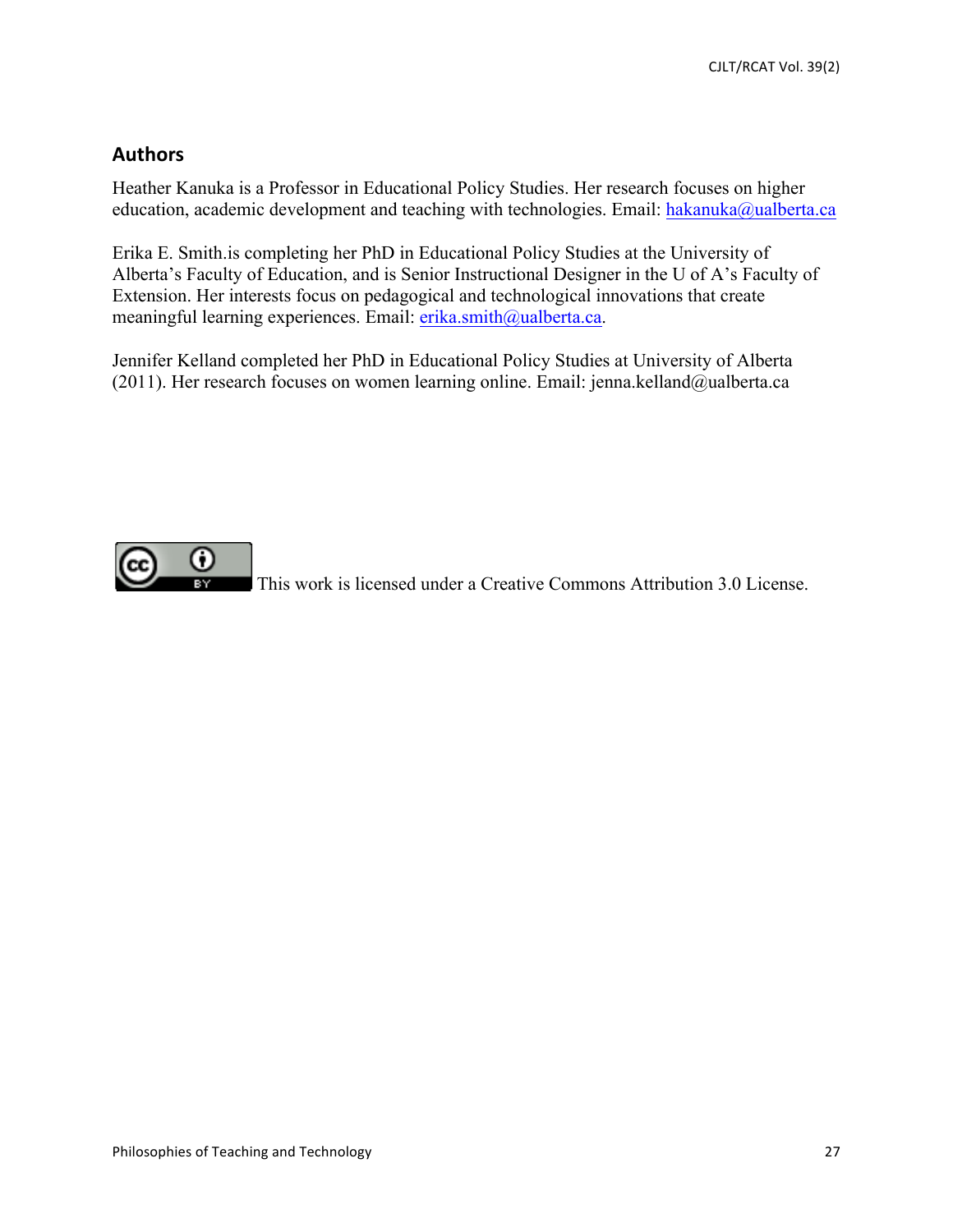## Authors

Heather Kanuka is a Professor in Educational Policy Studies. Her research focuses on higher education, academic development and teaching with technologies. Email: hakanuka@ualberta.ca

Erika E. Smith.is completing her PhD in Educational Policy Studies at the University of Alberta's Faculty of Education, and is Senior Instructional Designer in the U of A's Faculty of Extension. Her interests focus on pedagogical and technological innovations that create meaningful learning experiences. Email: erika.smith@ualberta.ca.

Jennifer Kelland completed her PhD in Educational Policy Studies at University of Alberta (2011). Her research focuses on women learning online. Email: jenna.kelland@ualberta.ca

This work is licensed under a Creative Commons Attribution 3.0 License.